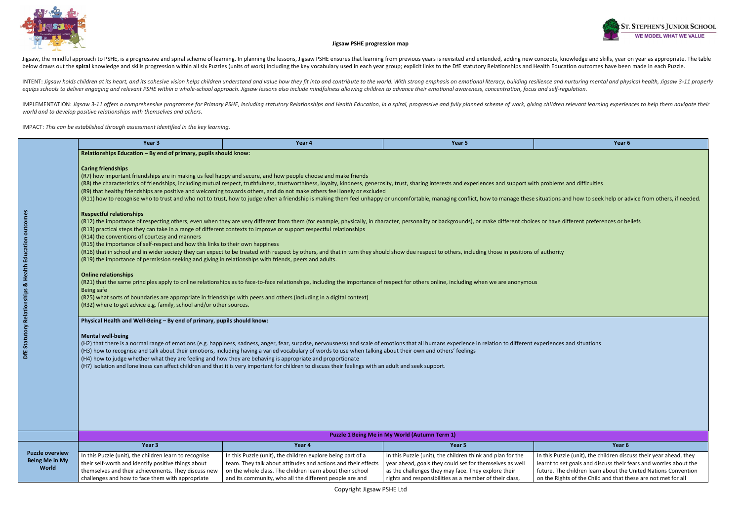**Jigsaw PSHE progression map**

Jigsaw, the mindful approach to PSHE, is a progressive and spiral scheme of learning. In planning the lessons, Jigsaw PSHE ensures that learning from previous years is revisited and extended, adding new concepts, knowledge and skills, year on year as appropriate. The table below draws out the **spiral** knowledge and skills progression within all six Puzzles (units of work) including the key vocabulary used in each year group; explicit links to the DfE statutory Relationships and Health Education outcomes have been made in each Puzzle.

INTENT: *Jigsaw holds children at its heart, and its cohesive vision helps children understand and value how they fit into and contribute to the world. With strong emphasis on emotional literacy, building resilience and nurturing mental and physical health, Jigsaw 3-11 properly equips schools to deliver engaging and relevant PSHE within a whole-school approach. Jigsaw lessons also include mindfulness allowing children to advance their emotional awareness, concentration, focus and self-regulation.*

IMPLEMENTATION: *Jigsaw 3-11 offers a comprehensive programme for Primary PSHE, including statutory Relationships and Health Education, in a spiral, progressive and fully planned scheme of work, giving children relevant learning experiences to help them navigate their world and to develop positive relationships with themselves and others.*

IMPACT: *This can be established through assessment identified in the key learning.*

| | Year 3 | Year 4 | Year 5 | Year 6 |
|---|---|---|---|---|
| **DfE Statutory Relationships & Health Education outcomes** | **Relationships Education – By end of primary, pupils should know:**<br><br>**Caring friendships**<br>(R7) how important friendships are in making us feel happy and secure, and how people choose and make friends<br>(R8) the characteristics of friendships, including mutual respect, truthfulness, trustworthiness, loyalty, kindness, generosity, trust, sharing interests and experiences and support with problems and difficulties<br>(R9) that healthy friendships are positive and welcoming towards others, and do not make others feel lonely or excluded<br>(R11) how to recognise who to trust and who not to trust, how to judge when a friendship is making them feel unhappy or uncomfortable, managing conflict, how to manage these situations and how to seek help or advice from others, if needed.<br><br>**Respectful relationships**<br>(R12) the importance of respecting others, even when they are very different from them (for example, physically, in character, personality or backgrounds), or make different choices or have different preferences or beliefs<br>(R13) practical steps they can take in a range of different contexts to improve or support respectful relationships<br>(R14) the conventions of courtesy and manners<br>(R15) the importance of self-respect and how this links to their own happiness<br>(R16) that in school and in wider society they can expect to be treated with respect by others, and that in turn they should show due respect to others, including those in positions of authority<br>(R19) the importance of permission seeking and giving in relationships with friends, peers and adults.<br><br>**Online relationships**<br>(R21) that the same principles apply to online relationships as to face-to-face relationships, including the importance of respect for others online, including when we are anonymous<br>Being safe<br>(R25) what sorts of boundaries are appropriate in friendships with peers and others (including in a digital context)<br>(R32) where to get advice e.g. family, school and/or other sources.<br><br>**Physical Health and Well-Being – By end of primary, pupils should know:**<br><br>**Mental well-being**<br>(H2) that there is a normal range of emotions (e.g. happiness, sadness, anger, fear, surprise, nervousness) and scale of emotions that all humans experience in relation to different experiences and situations<br>(H3) how to recognise and talk about their emotions, including having a varied vocabulary of words to use when talking about their own and others' feelings<br>(H4) how to judge whether what they are feeling and how they are behaving is appropriate and proportionate<br>(H7) isolation and loneliness can affect children and that it is very important for children to discuss their feelings with an adult and seek support. | | | |
| | **Puzzle 1 Being Me in My World (Autumn Term 1)** | | | |
| | **Year 3** | **Year 4** | **Year 5** | **Year 6** |
| **Puzzle overview Being Me in My World** | In this Puzzle (unit), the children learn to recognise their self-worth and identify positive things about themselves and their achievements. They discuss new challenges and how to face them with appropriate | In this Puzzle (unit), the children explore being part of a team. They talk about attitudes and actions and their effects on the whole class. The children learn about their school and its community, who all the different people are and | In this Puzzle (unit), the children think and plan for the year ahead, goals they could set for themselves as well as the challenges they may face. They explore their rights and responsibilities as a member of their class, | In this Puzzle (unit), the children discuss their year ahead, they learnt to set goals and discuss their fears and worries about the future. The children learn about the United Nations Convention on the Rights of the Child and that these are not met for all |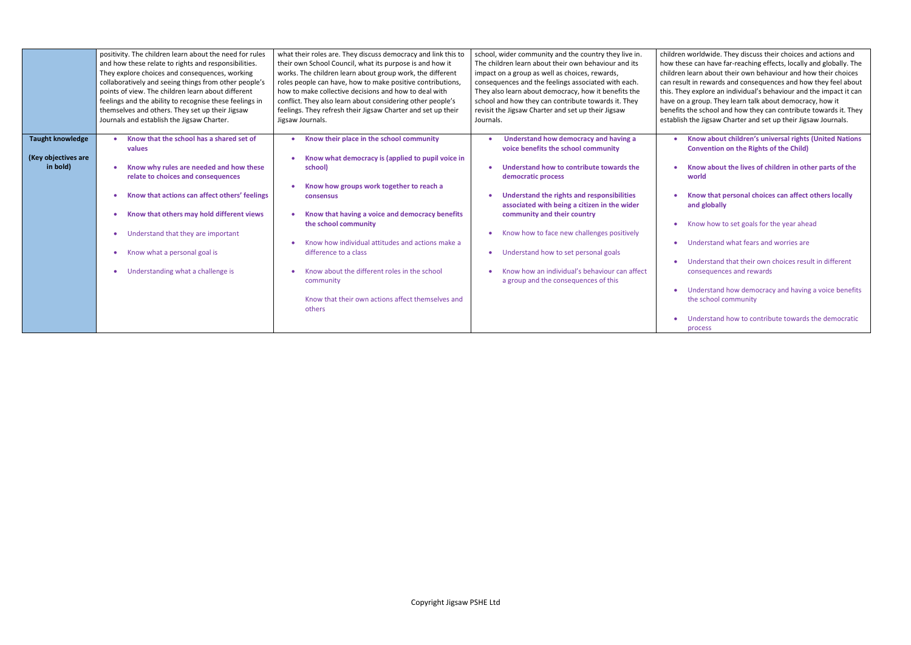| | | | | |
|---|---|---|---|---|
| | positivity. The children learn about the need for rules and how these relate to rights and responsibilities. They explore choices and consequences, working collaboratively and seeing things from other people's points of view. The children learn about different feelings and the ability to recognise these feelings in themselves and others. They set up their Jigsaw Journals and establish the Jigsaw Charter. | what their roles are. They discuss democracy and link this to their own School Council, what its purpose is and how it works. The children learn about group work, the different roles people can have, how to make positive contributions, how to make collective decisions and how to deal with conflict. They also learn about considering other people's feelings. They refresh their Jigsaw Charter and set up their Jigsaw Journals. | school, wider community and the country they live in. The children learn about their own behaviour and its impact on a group as well as choices, rewards, consequences and the feelings associated with each. They also learn about democracy, how it benefits the school and how they can contribute towards it. They revisit the Jigsaw Charter and set up their Jigsaw Journals. | children worldwide. They discuss their choices and actions and how these can have far-reaching effects, locally and globally. The children learn about their own behaviour and how their choices can result in rewards and consequences and how they feel about this. They explore an individual's behaviour and the impact it can have on a group. They learn talk about democracy, how it benefits the school and how they can contribute towards it. They establish the Jigsaw Charter and set up their Jigsaw Journals. |
| **Taught knowledge**<br><br>**(Key objectives are in bold)** | • **Know that the school has a shared set of values**<br>• **Know why rules are needed and how these relate to choices and consequences**<br>• **Know that actions can affect others' feelings**<br>• **Know that others may hold different views**<br>• Understand that they are important<br>• Know what a personal goal is<br>• Understanding what a challenge is | • **Know their place in the school community**<br>• **Know what democracy is (applied to pupil voice in school)**<br>• **Know how groups work together to reach a consensus**<br>• **Know that having a voice and democracy benefits the school community**<br>• Know how individual attitudes and actions make a difference to a class<br>• Know about the different roles in the school community<br>Know that their own actions affect themselves and others | • **Understand how democracy and having a voice benefits the school community**<br>• **Understand how to contribute towards the democratic process**<br>• **Understand the rights and responsibilities associated with being a citizen in the wider community and their country**<br>• Know how to face new challenges positively<br>• Understand how to set personal goals<br>• Know how an individual's behaviour can affect a group and the consequences of this | • **Know about children's universal rights (United Nations Convention on the Rights of the Child)**<br>• **Know about the lives of children in other parts of the world**<br>• **Know that personal choices can affect others locally and globally**<br>• Know how to set goals for the year ahead<br>• Understand what fears and worries are<br>• Understand that their own choices result in different consequences and rewards<br>• Understand how democracy and having a voice benefits the school community<br>• Understand how to contribute towards the democratic process |

Copyright Jigsaw PSHE Ltd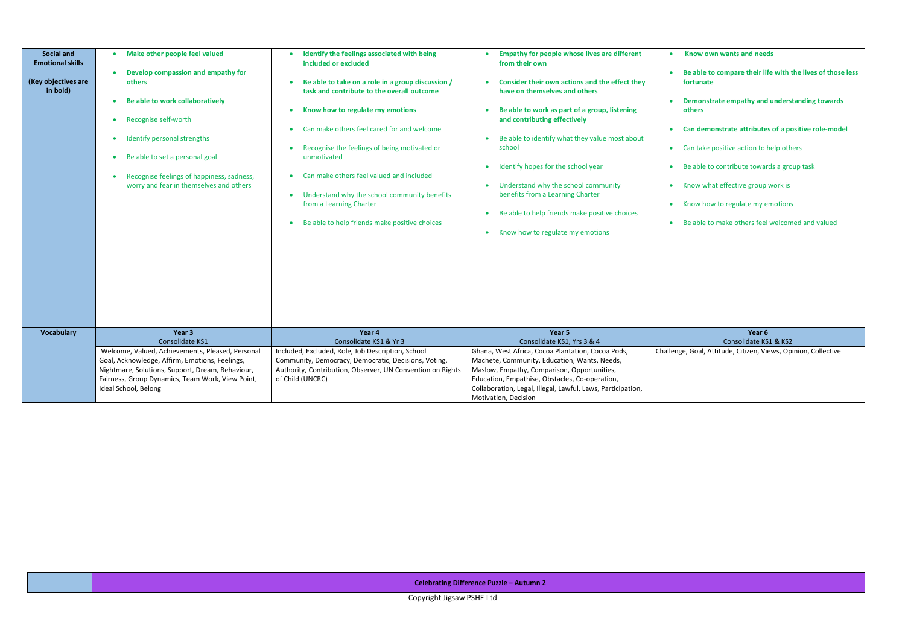| **Social and Emotional skills** <br><br> **(Key objectives are in bold)** | • **Make other people feel valued** <br> • **Develop compassion and empathy for others** <br> • **Be able to work collaboratively** <br> • Recognise self-worth <br> • Identify personal strengths <br> • Be able to set a personal goal <br> • Recognise feelings of happiness, sadness, worry and fear in themselves and others | • **Identify the feelings associated with being included or excluded** <br> • **Be able to take on a role in a group discussion / task and contribute to the overall outcome** <br> • **Know how to regulate my emotions** <br> • Can make others feel cared for and welcome <br> • Recognise the feelings of being motivated or unmotivated <br> • Can make others feel valued and included <br> • Understand why the school community benefits from a Learning Charter <br> • Be able to help friends make positive choices | • **Empathy for people whose lives are different from their own** <br> • **Consider their own actions and the effect they have on themselves and others** <br> • **Be able to work as part of a group, listening and contributing effectively** <br> • Be able to identify what they value most about school <br> • Identify hopes for the school year <br> • Understand why the school community benefits from a Learning Charter <br> • Be able to help friends make positive choices <br> • Know how to regulate my emotions | • **Know own wants and needs** <br> • **Be able to compare their life with the lives of those less fortunate** <br> • **Demonstrate empathy and understanding towards others** <br> • **Can demonstrate attributes of a positive role-model** <br> • Can take positive action to help others <br> • Be able to contribute towards a group task <br> • Know what effective group work is <br> • Know how to regulate my emotions <br> • Be able to make others feel welcomed and valued |
|---|---|---|---|---|
| **Vocabulary** | **Year 3** <br> Consolidate KS1 | **Year 4** <br> Consolidate KS1 & Yr 3 | **Year 5** <br> Consolidate KS1, Yrs 3 & 4 | **Year 6** <br> Consolidate KS1 & KS2 |
| | Welcome, Valued, Achievements, Pleased, Personal Goal, Acknowledge, Affirm, Emotions, Feelings, Nightmare, Solutions, Support, Dream, Behaviour, Fairness, Group Dynamics, Team Work, View Point, Ideal School, Belong | Included, Excluded, Role, Job Description, School Community, Democracy, Democratic, Decisions, Voting, Authority, Contribution, Observer, UN Convention on Rights of Child (UNCRC) | Ghana, West Africa, Cocoa Plantation, Cocoa Pods, Machete, Community, Education, Wants, Needs, Maslow, Empathy, Comparison, Opportunities, Education, Empathise, Obstacles, Co-operation, Collaboration, Legal, Illegal, Lawful, Laws, Participation, Motivation, Decision | Challenge, Goal, Attitude, Citizen, Views, Opinion, Collective |

| | **Celebrating Difference Puzzle – Autumn 2** |
|---|---|

Copyright Jigsaw PSHE Ltd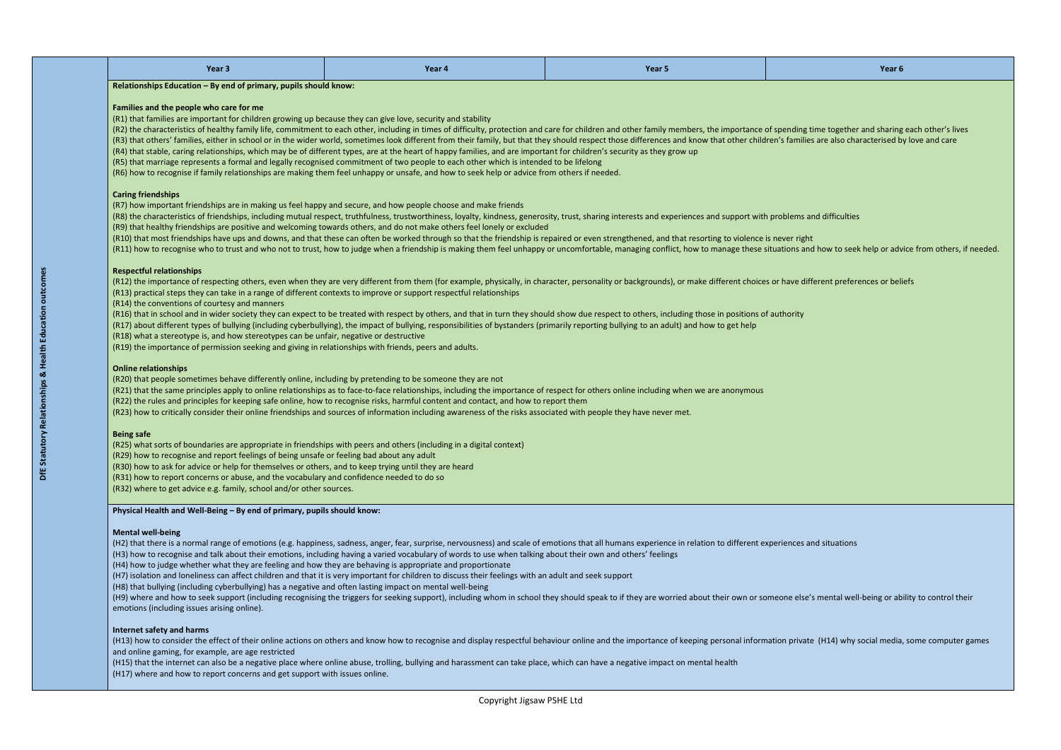| | Year 3 | Year 4 | Year 5 | Year 6 |
|---|---|---|---|---|

**DfE Statutory Relationships & Health Education outcomes**

**Relationships Education – By end of primary, pupils should know:**

**Families and the people who care for me**

(R1) that families are important for children growing up because they can give love, security and stability
(R2) the characteristics of healthy family life, commitment to each other, including in times of difficulty, protection and care for children and other family members, the importance of spending time together and sharing each other's lives
(R3) that others' families, either in school or in the wider world, sometimes look different from their family, but that they should respect those differences and know that other children's families are also characterised by love and care
(R4) that stable, caring relationships, which may be of different types, are at the heart of happy families, and are important for children's security as they grow up
(R5) that marriage represents a formal and legally recognised commitment of two people to each other which is intended to be lifelong
(R6) how to recognise if family relationships are making them feel unhappy or unsafe, and how to seek help or advice from others if needed.

**Caring friendships**

(R7) how important friendships are in making us feel happy and secure, and how people choose and make friends
(R8) the characteristics of friendships, including mutual respect, truthfulness, trustworthiness, loyalty, kindness, generosity, trust, sharing interests and experiences and support with problems and difficulties
(R9) that healthy friendships are positive and welcoming towards others, and do not make others feel lonely or excluded
(R10) that most friendships have ups and downs, and that these can often be worked through so that the friendship is repaired or even strengthened, and that resorting to violence is never right
(R11) how to recognise who to trust and who not to trust, how to judge when a friendship is making them feel unhappy or uncomfortable, managing conflict, how to manage these situations and how to seek help or advice from others, if needed.

**Respectful relationships**

(R12) the importance of respecting others, even when they are very different from them (for example, physically, in character, personality or backgrounds), or make different choices or have different preferences or beliefs
(R13) practical steps they can take in a range of different contexts to improve or support respectful relationships
(R14) the conventions of courtesy and manners
(R16) that in school and in wider society they can expect to be treated with respect by others, and that in turn they should show due respect to others, including those in positions of authority
(R17) about different types of bullying (including cyberbullying), the impact of bullying, responsibilities of bystanders (primarily reporting bullying to an adult) and how to get help
(R18) what a stereotype is, and how stereotypes can be unfair, negative or destructive
(R19) the importance of permission seeking and giving in relationships with friends, peers and adults.

**Online relationships**

(R20) that people sometimes behave differently online, including by pretending to be someone they are not
(R21) that the same principles apply to online relationships as to face-to-face relationships, including the importance of respect for others online including when we are anonymous
(R22) the rules and principles for keeping safe online, how to recognise risks, harmful content and contact, and how to report them
(R23) how to critically consider their online friendships and sources of information including awareness of the risks associated with people they have never met.

**Being safe**

(R25) what sorts of boundaries are appropriate in friendships with peers and others (including in a digital context)
(R29) how to recognise and report feelings of being unsafe or feeling bad about any adult
(R30) how to ask for advice or help for themselves or others, and to keep trying until they are heard
(R31) how to report concerns or abuse, and the vocabulary and confidence needed to do so
(R32) where to get advice e.g. family, school and/or other sources.

**Physical Health and Well-Being – By end of primary, pupils should know:**

**Mental well-being**

(H2) that there is a normal range of emotions (e.g. happiness, sadness, anger, fear, surprise, nervousness) and scale of emotions that all humans experience in relation to different experiences and situations
(H3) how to recognise and talk about their emotions, including having a varied vocabulary of words to use when talking about their own and others' feelings
(H4) how to judge whether what they are feeling and how they are behaving is appropriate and proportionate
(H7) isolation and loneliness can affect children and that it is very important for children to discuss their feelings with an adult and seek support
(H8) that bullying (including cyberbullying) has a negative and often lasting impact on mental well-being
(H9) where and how to seek support (including recognising the triggers for seeking support), including whom in school they should speak to if they are worried about their own or someone else's mental well-being or ability to control their emotions (including issues arising online).

**Internet safety and harms**

(H13) how to consider the effect of their online actions on others and know how to recognise and display respectful behaviour online and the importance of keeping personal information private (H14) why social media, some computer games and online gaming, for example, are age restricted
(H15) that the internet can also be a negative place where online abuse, trolling, bullying and harassment can take place, which can have a negative impact on mental health
(H17) where and how to report concerns and get support with issues online.

Copyright Jigsaw PSHE Ltd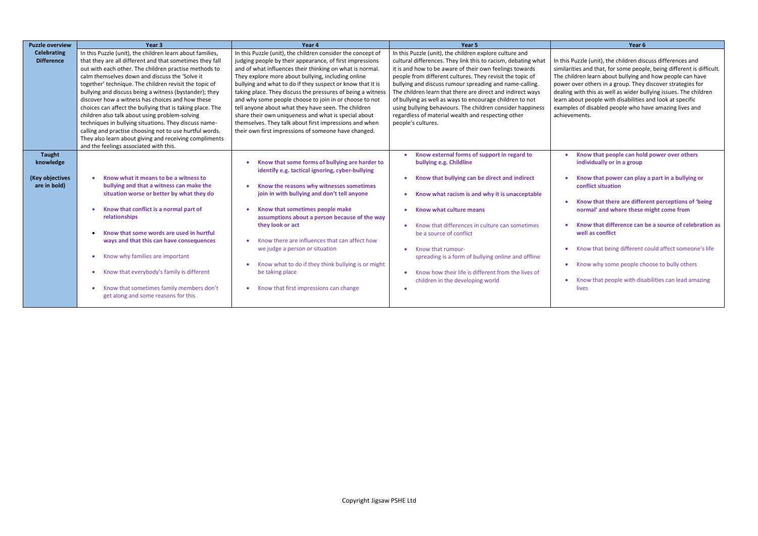| Puzzle overview | Year 3 | Year 4 | Year 5 | Year 6 |
|---|---|---|---|---|
| **Celebrating Difference** | In this Puzzle (unit), the children learn about families, that they are all different and that sometimes they fall out with each other. The children practise methods to calm themselves down and discuss the 'Solve it together' technique. The children revisit the topic of bullying and discuss being a witness (bystander); they discover how a witness has choices and how these choices can affect the bullying that is taking place. The children also talk about using problem-solving techniques in bullying situations. They discuss name-calling and practise choosing not to use hurtful words. They also learn about giving and receiving compliments and the feelings associated with this. | In this Puzzle (unit), the children consider the concept of judging people by their appearance, of first impressions and of what influences their thinking on what is normal. They explore more about bullying, including online bullying and what to do if they suspect or know that it is taking place. They discuss the pressures of being a witness and why some people choose to join in or choose to not tell anyone about what they have seen. The children share their own uniqueness and what is special about themselves. They talk about first impressions and when their own first impressions of someone have changed. | In this Puzzle (unit), the children explore culture and cultural differences. They link this to racism, debating what it is and how to be aware of their own feelings towards people from different cultures. They revisit the topic of bullying and discuss rumour spreading and name-calling. The children learn that there are direct and indirect ways of bullying as well as ways to encourage children to not using bullying behaviours. The children consider happiness regardless of material wealth and respecting other people's cultures. | In this Puzzle (unit), the children discuss differences and similarities and that, for some people, being different is difficult. The children learn about bullying and how people can have power over others in a group. They discover strategies for dealing with this as well as wider bullying issues. The children learn about people with disabilities and look at specific examples of disabled people who have amazing lives and achievements. |
| **Taught knowledge**<br><br>**(Key objectives are in bold)** | • **Know what it means to be a witness to bullying and that a witness can make the situation worse or better by what they do**<br>• **Know that conflict is a normal part of relationships**<br>• **Know that some words are used in hurtful ways and that this can have consequences**<br>• Know why families are important<br>• Know that everybody's family is different<br>• Know that sometimes family members don't get along and some reasons for this | • **Know that some forms of bullying are harder to identify e.g. tactical ignoring, cyber-bullying**<br>• **Know the reasons why witnesses sometimes join in with bullying and don't tell anyone**<br>• **Know that sometimes people make assumptions about a person because of the way they look or act**<br>• Know there are influences that can affect how we judge a person or situation<br>• Know what to do if they think bullying is or might be taking place<br>• Know that first impressions can change | • **Know external forms of support in regard to bullying e.g. Childline**<br>• **Know that bullying can be direct and indirect**<br>• **Know what racism is and why it is unacceptable**<br>• **Know what culture means**<br>• Know that differences in culture can sometimes be a source of conflict<br>• Know that rumour-spreading is a form of bullying online and offline<br>• Know how their life is different from the lives of children in the developing world<br>• | • **Know that people can hold power over others individually or in a group**<br>• **Know that power can play a part in a bullying or conflict situation**<br>• **Know that there are different perceptions of 'being normal' and where these might come from**<br>• **Know that difference can be a source of celebration as well as conflict**<br>• Know that being different could affect someone's life<br>• Know why some people choose to bully others<br>• Know that people with disabilities can lead amazing lives |

Copyright Jigsaw PSHE Ltd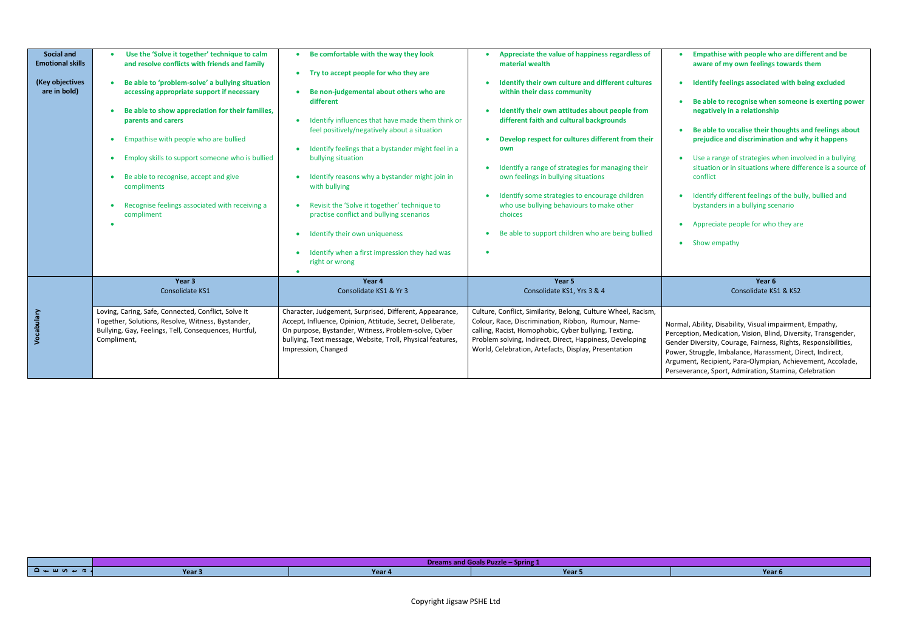| **Social and Emotional skills**<br><br>**(Key objectives are in bold)** | • **Use the 'Solve it together' technique to calm and resolve conflicts with friends and family**<br>• **Be able to 'problem-solve' a bullying situation accessing appropriate support if necessary**<br>• **Be able to show appreciation for their families, parents and carers**<br>• Empathise with people who are bullied<br>• Employ skills to support someone who is bullied<br>• Be able to recognise, accept and give compliments<br>• Recognise feelings associated with receiving a compliment<br>• | • **Be comfortable with the way they look**<br>• **Try to accept people for who they are**<br>• **Be non-judgemental about others who are different**<br>• Identify influences that have made them think or feel positively/negatively about a situation<br>• Identify feelings that a bystander might feel in a bullying situation<br>• Identify reasons why a bystander might join in with bullying<br>• Revisit the 'Solve it together' technique to practise conflict and bullying scenarios<br>• Identify their own uniqueness<br>• Identify when a first impression they had was right or wrong<br>• | • **Appreciate the value of happiness regardless of material wealth**<br>• **Identify their own culture and different cultures within their class community**<br>• **Identify their own attitudes about people from different faith and cultural backgrounds**<br>• **Develop respect for cultures different from their own**<br>• Identify a range of strategies for managing their own feelings in bullying situations<br>• Identify some strategies to encourage children who use bullying behaviours to make other choices<br>• Be able to support children who are being bullied<br>• | • **Empathise with people who are different and be aware of my own feelings towards them**<br>• **Identify feelings associated with being excluded**<br>• **Be able to recognise when someone is exerting power negatively in a relationship**<br>• **Be able to vocalise their thoughts and feelings about prejudice and discrimination and why it happens**<br>• Use a range of strategies when involved in a bullying situation or in situations where difference is a source of conflict<br>• Identify different feelings of the bully, bullied and bystanders in a bullying scenario<br>• Appreciate people for who they are<br>• Show empathy |
|---|---|---|---|---|
| **Vocabulary** | **Year 3**<br>Consolidate KS1 | **Year 4**<br>Consolidate KS1 & Yr 3 | **Year 5**<br>Consolidate KS1, Yrs 3 & 4 | **Year 6**<br>Consolidate KS1 & KS2 |
| | Loving, Caring, Safe, Connected, Conflict, Solve It Together, Solutions, Resolve, Witness, Bystander, Bullying, Gay, Feelings, Tell, Consequences, Hurtful, Compliment, | Character, Judgement, Surprised, Different, Appearance, Accept, Influence, Opinion, Attitude, Secret, Deliberate, On purpose, Bystander, Witness, Problem-solve, Cyber bullying, Text message, Website, Troll, Physical features, Impression, Changed | Culture, Conflict, Similarity, Belong, Culture Wheel, Racism, Colour, Race, Discrimination, Ribbon, Rumour, Name-calling, Racist, Homophobic, Cyber bullying, Texting, Problem solving, Indirect, Direct, Happiness, Developing World, Celebration, Artefacts, Display, Presentation | Normal, Ability, Disability, Visual impairment, Empathy, Perception, Medication, Vision, Blind, Diversity, Transgender, Gender Diversity, Courage, Fairness, Rights, Responsibilities, Power, Struggle, Imbalance, Harassment, Direct, Indirect, Argument, Recipient, Para-Olympian, Achievement, Accolade, Perseverance, Sport, Admiration, Stamina, Celebration |

| | **Dreams and Goals Puzzle – Spring 1** | | | |
|---|---|---|---|---|
| **DfESta** | **Year 3** | **Year 4** | **Year 5** | **Year 6** |

Copyright Jigsaw PSHE Ltd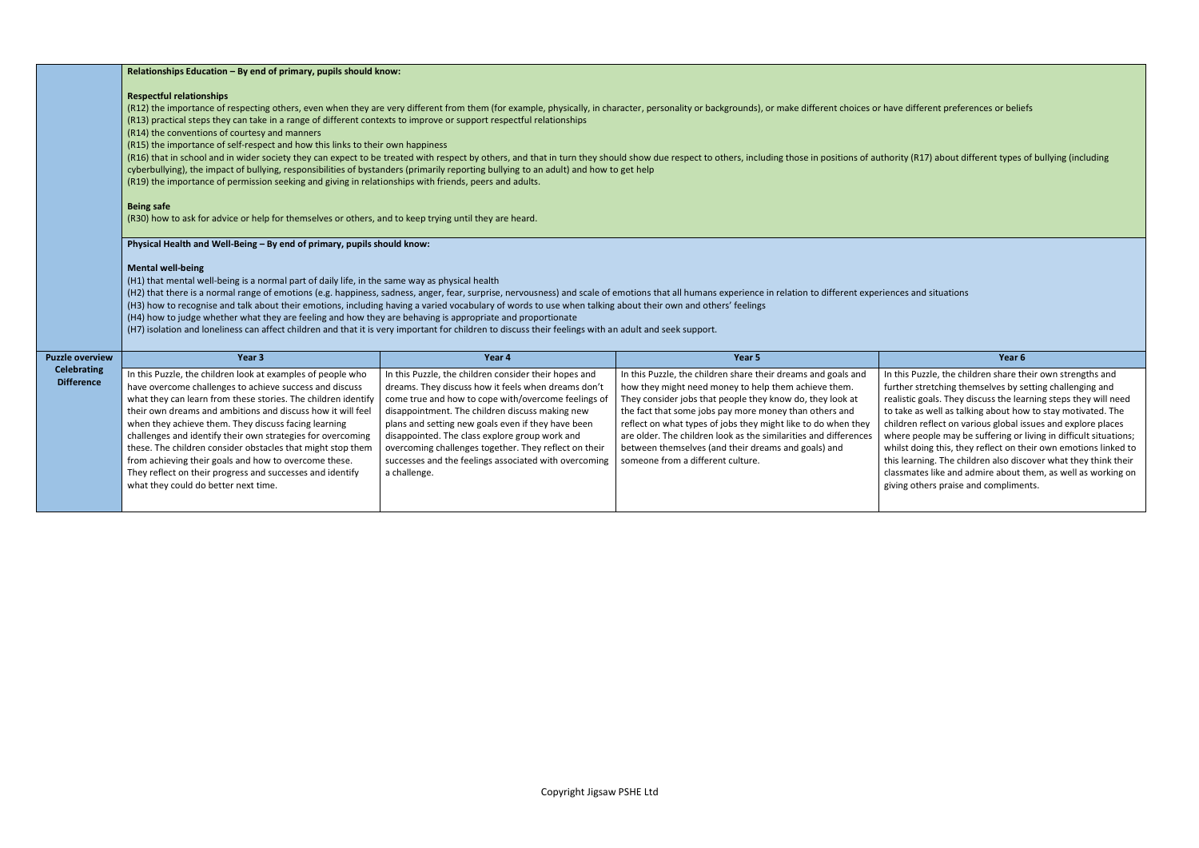**Relationships Education – By end of primary, pupils should know:**

**Respectful relationships**

(R12) the importance of respecting others, even when they are very different from them (for example, physically, in character, personality or backgrounds), or make different choices or have different preferences or beliefs
(R13) practical steps they can take in a range of different contexts to improve or support respectful relationships
(R14) the conventions of courtesy and manners
(R15) the importance of self-respect and how this links to their own happiness
(R16) that in school and in wider society they can expect to be treated with respect by others, and that in turn they should show due respect to others, including those in positions of authority (R17) about different types of bullying (including cyberbullying), the impact of bullying, responsibilities of bystanders (primarily reporting bullying to an adult) and how to get help
(R19) the importance of permission seeking and giving in relationships with friends, peers and adults.

**Being safe**

(R30) how to ask for advice or help for themselves or others, and to keep trying until they are heard.

**Physical Health and Well-Being – By end of primary, pupils should know:**

**Mental well-being**

(H1) that mental well-being is a normal part of daily life, in the same way as physical health
(H2) that there is a normal range of emotions (e.g. happiness, sadness, anger, fear, surprise, nervousness) and scale of emotions that all humans experience in relation to different experiences and situations
(H3) how to recognise and talk about their emotions, including having a varied vocabulary of words to use when talking about their own and others' feelings
(H4) how to judge whether what they are feeling and how they are behaving is appropriate and proportionate
(H7) isolation and loneliness can affect children and that it is very important for children to discuss their feelings with an adult and seek support.

| Puzzle overview | Year 3 | Year 4 | Year 5 | Year 6 |
|---|---|---|---|---|
| **Celebrating Difference** | In this Puzzle, the children look at examples of people who have overcome challenges to achieve success and discuss what they can learn from these stories. The children identify their own dreams and ambitions and discuss how it will feel when they achieve them. They discuss facing learning challenges and identify their own strategies for overcoming these. The children consider obstacles that might stop them from achieving their goals and how to overcome these. They reflect on their progress and successes and identify what they could do better next time. | In this Puzzle, the children consider their hopes and dreams. They discuss how it feels when dreams don't come true and how to cope with/overcome feelings of disappointment. The children discuss making new plans and setting new goals even if they have been disappointed. The class explore group work and overcoming challenges together. They reflect on their successes and the feelings associated with overcoming a challenge. | In this Puzzle, the children share their dreams and goals and how they might need money to help them achieve them. They consider jobs that people they know do, they look at the fact that some jobs pay more money than others and reflect on what types of jobs they might like to do when they are older. The children look as the similarities and differences between themselves (and their dreams and goals) and someone from a different culture. | In this Puzzle, the children share their own strengths and further stretching themselves by setting challenging and realistic goals. They discuss the learning steps they will need to take as well as talking about how to stay motivated. The children reflect on various global issues and explore places where people may be suffering or living in difficult situations; whilst doing this, they reflect on their own emotions linked to this learning. The children also discover what they think their classmates like and admire about them, as well as working on giving others praise and compliments. |

Copyright Jigsaw PSHE Ltd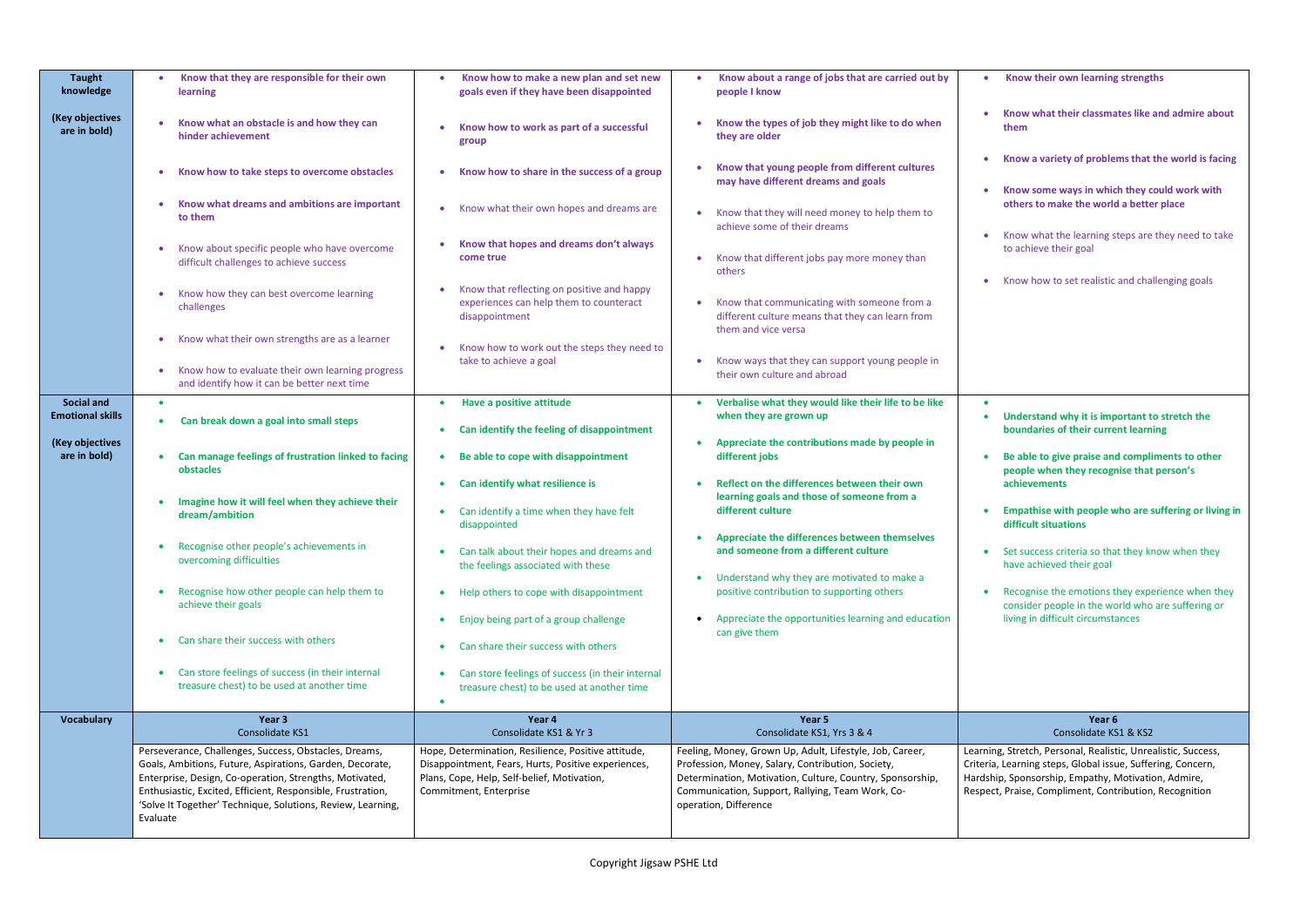| | Year 3 | Year 4 | Year 5 | Year 6 |
|---|---|---|---|---|
| **Taught knowledge**<br><br>**(Key objectives are in bold)** | • **Know that they are responsible for their own learning**<br>• **Know what an obstacle is and how they can hinder achievement**<br>• **Know how to take steps to overcome obstacles**<br>• **Know what dreams and ambitions are important to them**<br>• Know about specific people who have overcome difficult challenges to achieve success<br>• Know how they can best overcome learning challenges<br>• Know what their own strengths are as a learner<br>• Know how to evaluate their own learning progress and identify how it can be better next time | • **Know how to make a new plan and set new goals even if they have been disappointed**<br>• **Know how to work as part of a successful group**<br>• **Know how to share in the success of a group**<br>• Know what their own hopes and dreams are<br>• **Know that hopes and dreams don't always come true**<br>• Know that reflecting on positive and happy experiences can help them to counteract disappointment<br>• Know how to work out the steps they need to take to achieve a goal | • **Know about a range of jobs that are carried out by people I know**<br>• **Know the types of job they might like to do when they are older**<br>• **Know that young people from different cultures may have different dreams and goals**<br>• Know that they will need money to help them to achieve some of their dreams<br>• Know that different jobs pay more money than others<br>• Know that communicating with someone from a different culture means that they can learn from them and vice versa<br>• Know ways that they can support young people in their own culture and abroad | • **Know their own learning strengths**<br>• **Know what their classmates like and admire about them**<br>• **Know a variety of problems that the world is facing**<br>• **Know some ways in which they could work with others to make the world a better place**<br>• Know what the learning steps are they need to take to achieve their goal<br>• Know how to set realistic and challenging goals |
| **Social and Emotional skills**<br><br>**(Key objectives are in bold)** | •<br>• **Can break down a goal into small steps**<br>• **Can manage feelings of frustration linked to facing obstacles**<br>• **Imagine how it will feel when they achieve their dream/ambition**<br>• Recognise other people's achievements in overcoming difficulties<br>• Recognise how other people can help them to achieve their goals<br>• Can share their success with others<br>• Can store feelings of success (in their internal treasure chest) to be used at another time | • **Have a positive attitude**<br>• **Can identify the feeling of disappointment**<br>• **Be able to cope with disappointment**<br>• **Can identify what resilience is**<br>• Can identify a time when they have felt disappointed<br>• Can talk about their hopes and dreams and the feelings associated with these<br>• Help others to cope with disappointment<br>• Enjoy being part of a group challenge<br>• Can share their success with others<br>• Can store feelings of success (in their internal treasure chest) to be used at another time<br>• | • **Verbalise what they would like their life to be like when they are grown up**<br>• **Appreciate the contributions made by people in different jobs**<br>• **Reflect on the differences between their own learning goals and those of someone from a different culture**<br>• **Appreciate the differences between themselves and someone from a different culture**<br>• Understand why they are motivated to make a positive contribution to supporting others<br>• Appreciate the opportunities learning and education can give them | •<br>• **Understand why it is important to stretch the boundaries of their current learning**<br>• **Be able to give praise and compliments to other people when they recognise that person's achievements**<br>• **Empathise with people who are suffering or living in difficult situations**<br>• Set success criteria so that they know when they have achieved their goal<br>• Recognise the emotions they experience when they consider people in the world who are suffering or living in difficult circumstances |
| **Vocabulary** | **Year 3**<br>Consolidate KS1 | **Year 4**<br>Consolidate KS1 & Yr 3 | **Year 5**<br>Consolidate KS1, Yrs 3 & 4 | **Year 6**<br>Consolidate KS1 & KS2 |
| | Perseverance, Challenges, Success, Obstacles, Dreams, Goals, Ambitions, Future, Aspirations, Garden, Decorate, Enterprise, Design, Co-operation, Strengths, Motivated, Enthusiastic, Excited, Efficient, Responsible, Frustration, 'Solve It Together' Technique, Solutions, Review, Learning, Evaluate | Hope, Determination, Resilience, Positive attitude, Disappointment, Fears, Hurts, Positive experiences, Plans, Cope, Help, Self-belief, Motivation, Commitment, Enterprise | Feeling, Money, Grown Up, Adult, Lifestyle, Job, Career, Profession, Money, Salary, Contribution, Society, Determination, Motivation, Culture, Country, Sponsorship, Communication, Support, Rallying, Team Work, Co-operation, Difference | Learning, Stretch, Personal, Realistic, Unrealistic, Success, Criteria, Learning steps, Global issue, Suffering, Concern, Hardship, Sponsorship, Empathy, Motivation, Admire, Respect, Praise, Compliment, Contribution, Recognition |

Copyright Jigsaw PSHE Ltd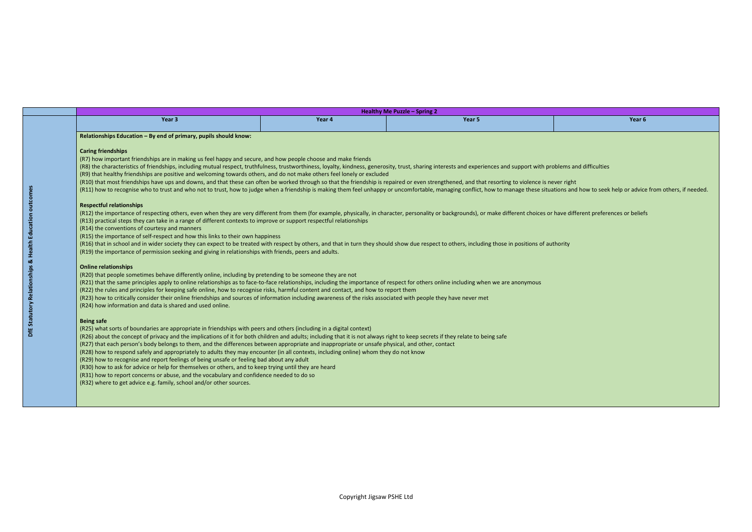| | Healthy Me Puzzle – Spring 2 | | | |
|---|---|---|---|---|
| | Year 3 | Year 4 | Year 5 | Year 6 |
| DfE Statutory Relationships & Health Education outcomes | **Relationships Education – By end of primary, pupils should know:**<br><br>**Caring friendships**<br>(R7) how important friendships are in making us feel happy and secure, and how people choose and make friends<br>(R8) the characteristics of friendships, including mutual respect, truthfulness, trustworthiness, loyalty, kindness, generosity, trust, sharing interests and experiences and support with problems and difficulties<br>(R9) that healthy friendships are positive and welcoming towards others, and do not make others feel lonely or excluded<br>(R10) that most friendships have ups and downs, and that these can often be worked through so that the friendship is repaired or even strengthened, and that resorting to violence is never right<br>(R11) how to recognise who to trust and who not to trust, how to judge when a friendship is making them feel unhappy or uncomfortable, managing conflict, how to manage these situations and how to seek help or advice from others, if needed.<br><br>**Respectful relationships**<br>(R12) the importance of respecting others, even when they are very different from them (for example, physically, in character, personality or backgrounds), or make different choices or have different preferences or beliefs<br>(R13) practical steps they can take in a range of different contexts to improve or support respectful relationships<br>(R14) the conventions of courtesy and manners<br>(R15) the importance of self-respect and how this links to their own happiness<br>(R16) that in school and in wider society they can expect to be treated with respect by others, and that in turn they should show due respect to others, including those in positions of authority<br>(R19) the importance of permission seeking and giving in relationships with friends, peers and adults.<br><br>**Online relationships**<br>(R20) that people sometimes behave differently online, including by pretending to be someone they are not<br>(R21) that the same principles apply to online relationships as to face-to-face relationships, including the importance of respect for others online including when we are anonymous<br>(R22) the rules and principles for keeping safe online, how to recognise risks, harmful content and contact, and how to report them<br>(R23) how to critically consider their online friendships and sources of information including awareness of the risks associated with people they have never met<br>(R24) how information and data is shared and used online.<br><br>**Being safe**<br>(R25) what sorts of boundaries are appropriate in friendships with peers and others (including in a digital context)<br>(R26) about the concept of privacy and the implications of it for both children and adults; including that it is not always right to keep secrets if they relate to being safe<br>(R27) that each person's body belongs to them, and the differences between appropriate and inappropriate or unsafe physical, and other, contact<br>(R28) how to respond safely and appropriately to adults they may encounter (in all contexts, including online) whom they do not know<br>(R29) how to recognise and report feelings of being unsafe or feeling bad about any adult<br>(R30) how to ask for advice or help for themselves or others, and to keep trying until they are heard<br>(R31) how to report concerns or abuse, and the vocabulary and confidence needed to do so<br>(R32) where to get advice e.g. family, school and/or other sources. | | | |

Copyright Jigsaw PSHE Ltd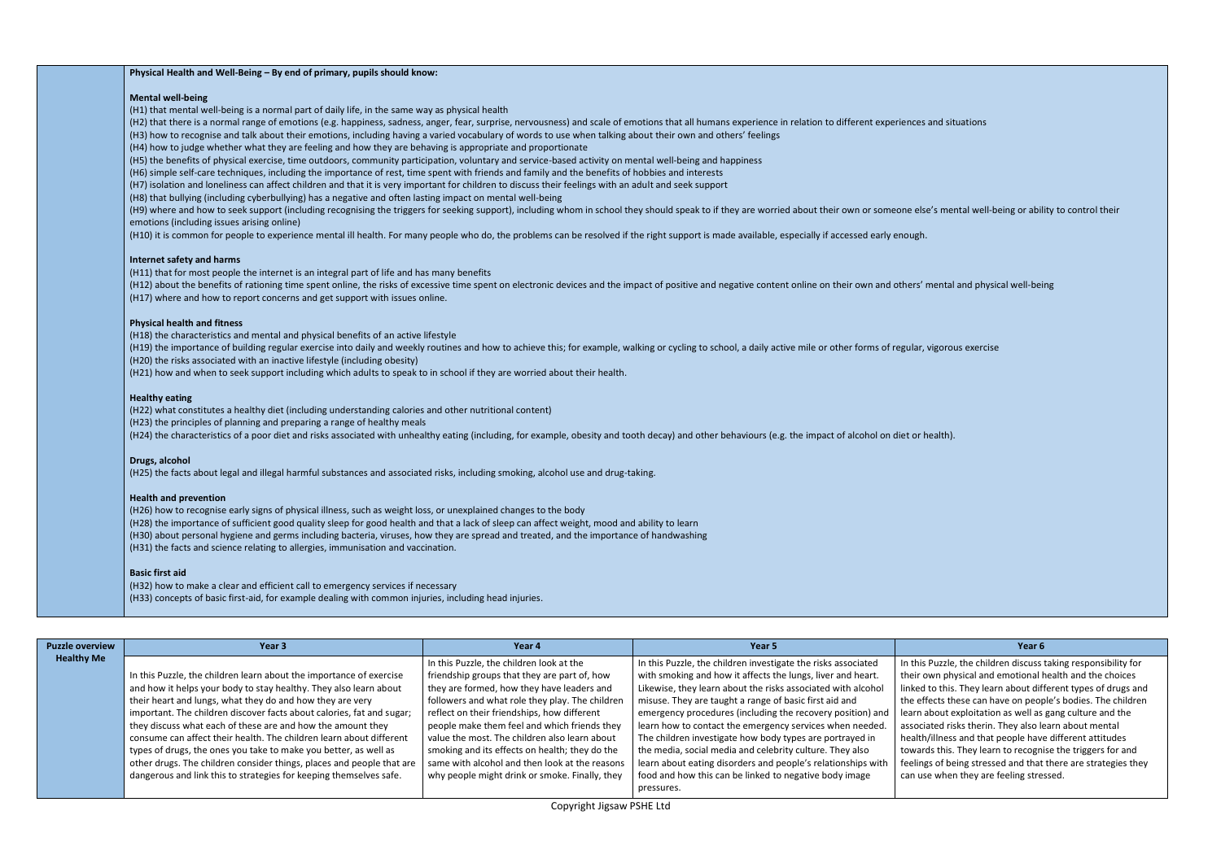**Physical Health and Well-Being – By end of primary, pupils should know:**

**Mental well-being**

(H1) that mental well-being is a normal part of daily life, in the same way as physical health
(H2) that there is a normal range of emotions (e.g. happiness, sadness, anger, fear, surprise, nervousness) and scale of emotions that all humans experience in relation to different experiences and situations
(H3) how to recognise and talk about their emotions, including having a varied vocabulary of words to use when talking about their own and others' feelings
(H4) how to judge whether what they are feeling and how they are behaving is appropriate and proportionate
(H5) the benefits of physical exercise, time outdoors, community participation, voluntary and service-based activity on mental well-being and happiness
(H6) simple self-care techniques, including the importance of rest, time spent with friends and family and the benefits of hobbies and interests
(H7) isolation and loneliness can affect children and that it is very important for children to discuss their feelings with an adult and seek support
(H8) that bullying (including cyberbullying) has a negative and often lasting impact on mental well-being
(H9) where and how to seek support (including recognising the triggers for seeking support), including whom in school they should speak to if they are worried about their own or someone else's mental well-being or ability to control their emotions (including issues arising online)
(H10) it is common for people to experience mental ill health. For many people who do, the problems can be resolved if the right support is made available, especially if accessed early enough.

**Internet safety and harms**

(H11) that for most people the internet is an integral part of life and has many benefits
(H12) about the benefits of rationing time spent online, the risks of excessive time spent on electronic devices and the impact of positive and negative content online on their own and others' mental and physical well-being
(H17) where and how to report concerns and get support with issues online.

**Physical health and fitness**

(H18) the characteristics and mental and physical benefits of an active lifestyle
(H19) the importance of building regular exercise into daily and weekly routines and how to achieve this; for example, walking or cycling to school, a daily active mile or other forms of regular, vigorous exercise
(H20) the risks associated with an inactive lifestyle (including obesity)
(H21) how and when to seek support including which adults to speak to in school if they are worried about their health.

**Healthy eating**

(H22) what constitutes a healthy diet (including understanding calories and other nutritional content)
(H23) the principles of planning and preparing a range of healthy meals
(H24) the characteristics of a poor diet and risks associated with unhealthy eating (including, for example, obesity and tooth decay) and other behaviours (e.g. the impact of alcohol on diet or health).

**Drugs, alcohol**

(H25) the facts about legal and illegal harmful substances and associated risks, including smoking, alcohol use and drug-taking.

**Health and prevention**

(H26) how to recognise early signs of physical illness, such as weight loss, or unexplained changes to the body
(H28) the importance of sufficient good quality sleep for good health and that a lack of sleep can affect weight, mood and ability to learn
(H30) about personal hygiene and germs including bacteria, viruses, how they are spread and treated, and the importance of handwashing
(H31) the facts and science relating to allergies, immunisation and vaccination.

**Basic first aid**

(H32) how to make a clear and efficient call to emergency services if necessary
(H33) concepts of basic first-aid, for example dealing with common injuries, including head injuries.

| Puzzle overview Healthy Me | Year 3 | Year 4 | Year 5 | Year 6 |
|---|---|---|---|---|
| | In this Puzzle, the children learn about the importance of exercise and how it helps your body to stay healthy. They also learn about their heart and lungs, what they do and how they are very important. The children discover facts about calories, fat and sugar; they discuss what each of these are and how the amount they consume can affect their health. The children learn about different types of drugs, the ones you take to make you better, as well as other drugs. The children consider things, places and people that are dangerous and link this to strategies for keeping themselves safe. | In this Puzzle, the children look at the friendship groups that they are part of, how they are formed, how they have leaders and followers and what role they play. The children reflect on their friendships, how different people make them feel and which friends they value the most. The children also learn about smoking and its effects on health; they do the same with alcohol and then look at the reasons why people might drink or smoke. Finally, they | In this Puzzle, the children investigate the risks associated with smoking and how it affects the lungs, liver and heart. Likewise, they learn about the risks associated with alcohol misuse. They are taught a range of basic first aid and emergency procedures (including the recovery position) and learn how to contact the emergency services when needed. The children investigate how body types are portrayed in the media, social media and celebrity culture. They also learn about eating disorders and people's relationships with food and how this can be linked to negative body image pressures. | In this Puzzle, the children discuss taking responsibility for their own physical and emotional health and the choices linked to this. They learn about different types of drugs and the effects these can have on people's bodies. The children learn about exploitation as well as gang culture and the associated risks therin. They also learn about mental health/illness and that people have different attitudes towards this. They learn to recognise the triggers for and feelings of being stressed and that there are strategies they can use when they are feeling stressed. |

Copyright Jigsaw PSHE Ltd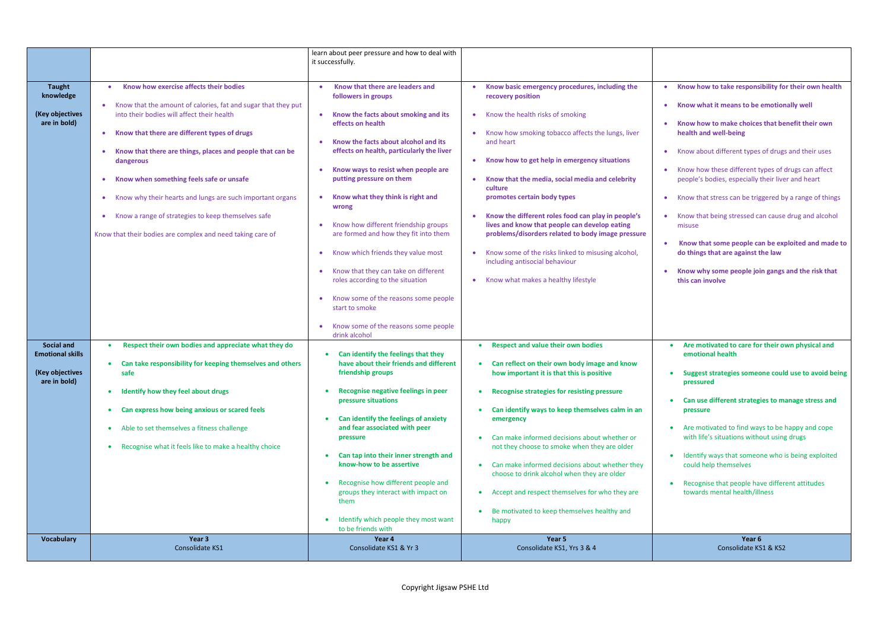| | | | | |
|---|---|---|---|---|
| | | learn about peer pressure and how to deal with it successfully. | | |
| **Taught knowledge**<br><br>**(Key objectives are in bold)** | • **Know how exercise affects their bodies**<br>• Know that the amount of calories, fat and sugar that they put into their bodies will affect their health<br>• **Know that there are different types of drugs**<br>• **Know that there are things, places and people that can be dangerous**<br>• **Know when something feels safe or unsafe**<br>• Know why their hearts and lungs are such important organs<br>• Know a range of strategies to keep themselves safe<br>Know that their bodies are complex and need taking care of | • **Know that there are leaders and followers in groups**<br>• **Know the facts about smoking and its effects on health**<br>• **Know the facts about alcohol and its effects on health, particularly the liver**<br>• **Know ways to resist when people are putting pressure on them**<br>• **Know what they think is right and wrong**<br>• Know how different friendship groups are formed and how they fit into them<br>• Know which friends they value most<br>• Know that they can take on different roles according to the situation<br>• Know some of the reasons some people start to smoke<br>• Know some of the reasons some people drink alcohol | • **Know basic emergency procedures, including the recovery position**<br>• Know the health risks of smoking<br>• Know how smoking tobacco affects the lungs, liver and heart<br>• **Know how to get help in emergency situations**<br>• **Know that the media, social media and celebrity culture promotes certain body types**<br>• **Know the different roles food can play in people's lives and know that people can develop eating problems/disorders related to body image pressure**<br>• Know some of the risks linked to misusing alcohol, including antisocial behaviour<br>• Know what makes a healthy lifestyle | • **Know how to take responsibility for their own health**<br>• **Know what it means to be emotionally well**<br>• **Know how to make choices that benefit their own health and well-being**<br>• Know about different types of drugs and their uses<br>• Know how these different types of drugs can affect people's bodies, especially their liver and heart<br>• Know that stress can be triggered by a range of things<br>• Know that being stressed can cause drug and alcohol misuse<br>• **Know that some people can be exploited and made to do things that are against the law**<br>• **Know why some people join gangs and the risk that this can involve** |
| **Social and Emotional skills**<br><br>**(Key objectives are in bold)** | • **Respect their own bodies and appreciate what they do**<br>• **Can take responsibility for keeping themselves and others safe**<br>• **Identify how they feel about drugs**<br>• **Can express how being anxious or scared feels**<br>• Able to set themselves a fitness challenge<br>• Recognise what it feels like to make a healthy choice | • **Can identify the feelings that they have about their friends and different friendship groups**<br>• **Recognise negative feelings in peer pressure situations**<br>• **Can identify the feelings of anxiety and fear associated with peer pressure**<br>• **Can tap into their inner strength and know-how to be assertive**<br>• Recognise how different people and groups they interact with impact on them<br>• Identify which people they most want to be friends with | • **Respect and value their own bodies**<br>• **Can reflect on their own body image and know how important it is that this is positive**<br>• **Recognise strategies for resisting pressure**<br>• **Can identify ways to keep themselves calm in an emergency**<br>• Can make informed decisions about whether or not they choose to smoke when they are older<br>• Can make informed decisions about whether they choose to drink alcohol when they are older<br>• Accept and respect themselves for who they are<br>• Be motivated to keep themselves healthy and happy | • **Are motivated to care for their own physical and emotional health**<br>• **Suggest strategies someone could use to avoid being pressured**<br>• **Can use different strategies to manage stress and pressure**<br>• Are motivated to find ways to be happy and cope with life's situations without using drugs<br>• Identify ways that someone who is being exploited could help themselves<br>• Recognise that people have different attitudes towards mental health/illness |
| **Vocabulary** | **Year 3**<br>Consolidate KS1 | **Year 4**<br>Consolidate KS1 & Yr 3 | **Year 5**<br>Consolidate KS1, Yrs 3 & 4 | **Year 6**<br>Consolidate KS1 & KS2 |

Copyright Jigsaw PSHE Ltd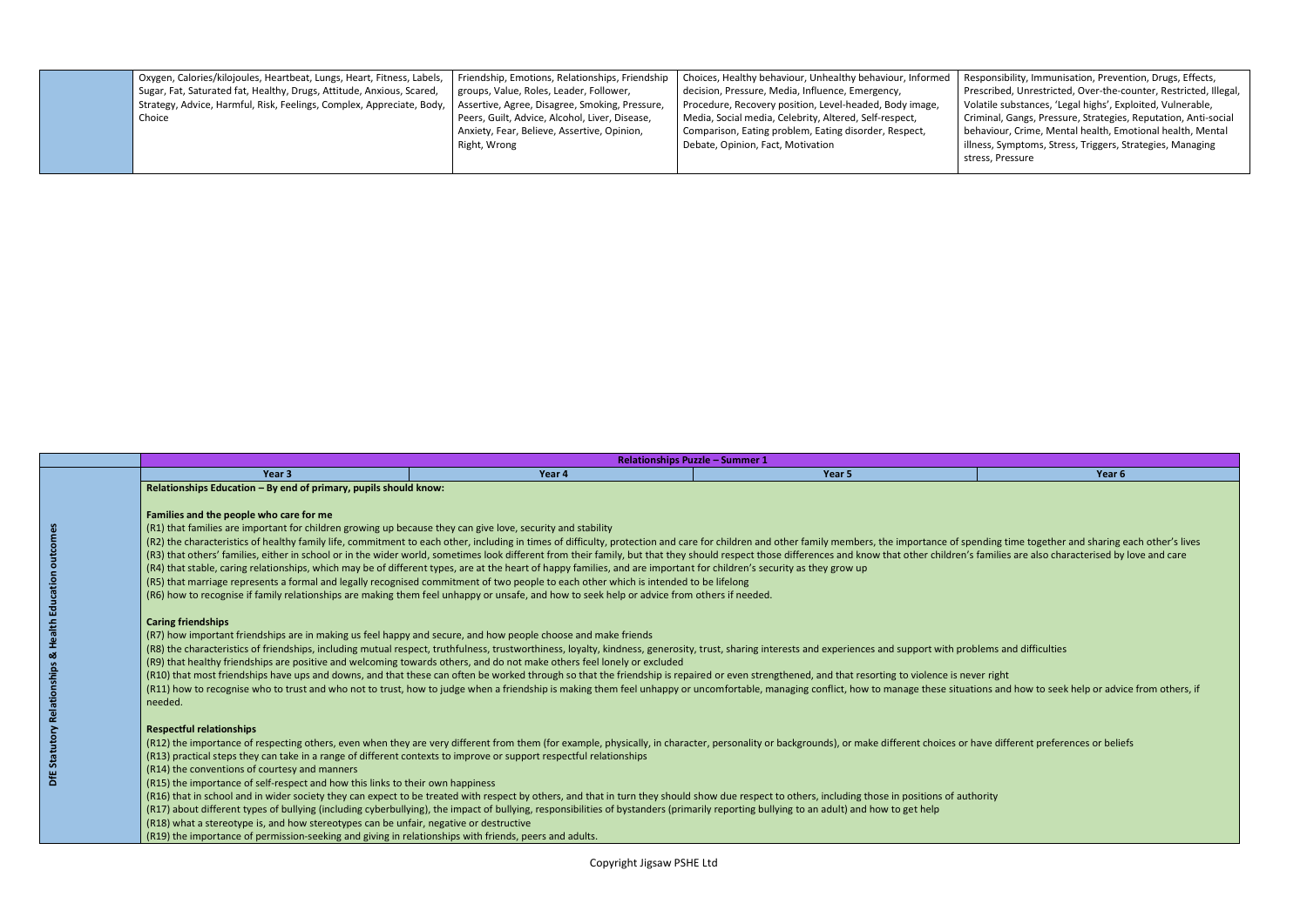| | | | | |
|---|---|---|---|---|
| | Oxygen, Calories/kilojoules, Heartbeat, Lungs, Heart, Fitness, Labels, Sugar, Fat, Saturated fat, Healthy, Drugs, Attitude, Anxious, Scared, Strategy, Advice, Harmful, Risk, Feelings, Complex, Appreciate, Body, Choice | Friendship, Emotions, Relationships, Friendship groups, Value, Roles, Leader, Follower, Assertive, Agree, Disagree, Smoking, Pressure, Peers, Guilt, Advice, Alcohol, Liver, Disease, Anxiety, Fear, Believe, Assertive, Opinion, Right, Wrong | Choices, Healthy behaviour, Unhealthy behaviour, Informed decision, Pressure, Media, Influence, Emergency, Procedure, Recovery position, Level-headed, Body image, Media, Social media, Celebrity, Altered, Self-respect, Comparison, Eating problem, Eating disorder, Respect, Debate, Opinion, Fact, Motivation | Responsibility, Immunisation, Prevention, Drugs, Effects, Prescribed, Unrestricted, Over-the-counter, Restricted, Illegal, Volatile substances, 'Legal highs', Exploited, Vulnerable, Criminal, Gangs, Pressure, Strategies, Reputation, Anti-social behaviour, Crime, Mental health, Emotional health, Mental illness, Symptoms, Stress, Triggers, Strategies, Managing stress, Pressure |

| | **Relationships Puzzle – Summer 1** | | | |
|---|---|---|---|---|
| | **Year 3** | **Year 4** | **Year 5** | **Year 6** |
| **DfE Statutory Relationships & Health Education outcomes** | **Relationships Education – By end of primary, pupils should know:**<br><br>**Families and the people who care for me**<br>(R1) that families are important for children growing up because they can give love, security and stability<br>(R2) the characteristics of healthy family life, commitment to each other, including in times of difficulty, protection and care for children and other family members, the importance of spending time together and sharing each other's lives<br>(R3) that others' families, either in school or in the wider world, sometimes look different from their family, but that they should respect those differences and know that other children's families are also characterised by love and care<br>(R4) that stable, caring relationships, which may be of different types, are at the heart of happy families, and are important for children's security as they grow up<br>(R5) that marriage represents a formal and legally recognised commitment of two people to each other which is intended to be lifelong<br>(R6) how to recognise if family relationships are making them feel unhappy or unsafe, and how to seek help or advice from others if needed.<br><br>**Caring friendships**<br>(R7) how important friendships are in making us feel happy and secure, and how people choose and make friends<br>(R8) the characteristics of friendships, including mutual respect, truthfulness, trustworthiness, loyalty, kindness, generosity, trust, sharing interests and experiences and support with problems and difficulties<br>(R9) that healthy friendships are positive and welcoming towards others, and do not make others feel lonely or excluded<br>(R10) that most friendships have ups and downs, and that these can often be worked through so that the friendship is repaired or even strengthened, and that resorting to violence is never right<br>(R11) how to recognise who to trust and who not to trust, how to judge when a friendship is making them feel unhappy or uncomfortable, managing conflict, how to manage these situations and how to seek help or advice from others, if needed.<br><br>**Respectful relationships**<br>(R12) the importance of respecting others, even when they are very different from them (for example, physically, in character, personality or backgrounds), or make different choices or have different preferences or beliefs<br>(R13) practical steps they can take in a range of different contexts to improve or support respectful relationships<br>(R14) the conventions of courtesy and manners<br>(R15) the importance of self-respect and how this links to their own happiness<br>(R16) that in school and in wider society they can expect to be treated with respect by others, and that in turn they should show due respect to others, including those in positions of authority<br>(R17) about different types of bullying (including cyberbullying), the impact of bullying, responsibilities of bystanders (primarily reporting bullying to an adult) and how to get help<br>(R18) what a stereotype is, and how stereotypes can be unfair, negative or destructive<br>(R19) the importance of permission-seeking and giving in relationships with friends, peers and adults. | | | |

Copyright Jigsaw PSHE Ltd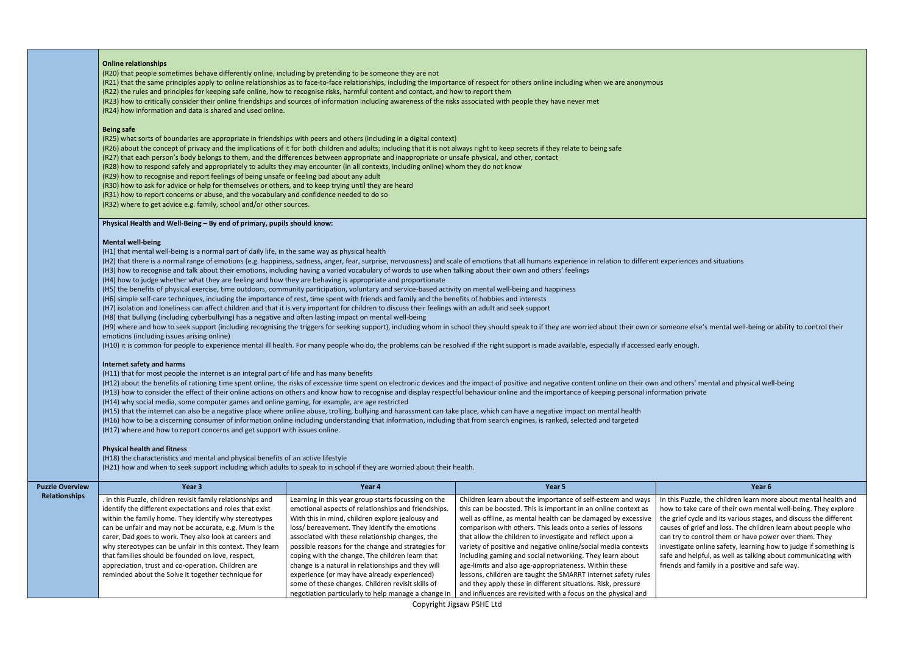**Online relationships**

(R20) that people sometimes behave differently online, including by pretending to be someone they are not
(R21) that the same principles apply to online relationships as to face-to-face relationships, including the importance of respect for others online including when we are anonymous
(R22) the rules and principles for keeping safe online, how to recognise risks, harmful content and contact, and how to report them
(R23) how to critically consider their online friendships and sources of information including awareness of the risks associated with people they have never met
(R24) how information and data is shared and used online.

**Being safe**

(R25) what sorts of boundaries are appropriate in friendships with peers and others (including in a digital context)
(R26) about the concept of privacy and the implications of it for both children and adults; including that it is not always right to keep secrets if they relate to being safe
(R27) that each person's body belongs to them, and the differences between appropriate and inappropriate or unsafe physical, and other, contact
(R28) how to respond safely and appropriately to adults they may encounter (in all contexts, including online) whom they do not know
(R29) how to recognise and report feelings of being unsafe or feeling bad about any adult
(R30) how to ask for advice or help for themselves or others, and to keep trying until they are heard
(R31) how to report concerns or abuse, and the vocabulary and confidence needed to do so
(R32) where to get advice e.g. family, school and/or other sources.

**Physical Health and Well-Being – By end of primary, pupils should know:**

**Mental well-being**

(H1) that mental well-being is a normal part of daily life, in the same way as physical health
(H2) that there is a normal range of emotions (e.g. happiness, sadness, anger, fear, surprise, nervousness) and scale of emotions that all humans experience in relation to different experiences and situations
(H3) how to recognise and talk about their emotions, including having a varied vocabulary of words to use when talking about their own and others' feelings
(H4) how to judge whether what they are feeling and how they are behaving is appropriate and proportionate
(H5) the benefits of physical exercise, time outdoors, community participation, voluntary and service-based activity on mental well-being and happiness
(H6) simple self-care techniques, including the importance of rest, time spent with friends and family and the benefits of hobbies and interests
(H7) isolation and loneliness can affect children and that it is very important for children to discuss their feelings with an adult and seek support
(H8) that bullying (including cyberbullying) has a negative and often lasting impact on mental well-being
(H9) where and how to seek support (including recognising the triggers for seeking support), including whom in school they should speak to if they are worried about their own or someone else's mental well-being or ability to control their emotions (including issues arising online)
(H10) it is common for people to experience mental ill health. For many people who do, the problems can be resolved if the right support is made available, especially if accessed early enough.

**Internet safety and harms**

(H11) that for most people the internet is an integral part of life and has many benefits
(H12) about the benefits of rationing time spent online, the risks of excessive time spent on electronic devices and the impact of positive and negative content online on their own and others' mental and physical well-being
(H13) how to consider the effect of their online actions on others and know how to recognise and display respectful behaviour online and the importance of keeping personal information private
(H14) why social media, some computer games and online gaming, for example, are age restricted
(H15) that the internet can also be a negative place where online abuse, trolling, bullying and harassment can take place, which can have a negative impact on mental health
(H16) how to be a discerning consumer of information online including understanding that information, including that from search engines, is ranked, selected and targeted
(H17) where and how to report concerns and get support with issues online.

**Physical health and fitness**

(H18) the characteristics and mental and physical benefits of an active lifestyle
(H21) how and when to seek support including which adults to speak to in school if they are worried about their health.

| Puzzle Overview | Year 3 | Year 4 | Year 5 | Year 6 |
|---|---|---|---|---|
| **Relationships** | . In this Puzzle, children revisit family relationships and identify the different expectations and roles that exist within the family home. They identify why stereotypes can be unfair and may not be accurate, e.g. Mum is the carer, Dad goes to work. They also look at careers and why stereotypes can be unfair in this context. They learn that families should be founded on love, respect, appreciation, trust and co-operation. Children are reminded about the Solve it together technique for | Learning in this year group starts focussing on the emotional aspects of relationships and friendships. With this in mind, children explore jealousy and loss/ bereavement. They identify the emotions associated with these relationship changes, the possible reasons for the change and strategies for coping with the change. The children learn that change is a natural in relationships and they will experience (or may have already experienced) some of these changes. Children revisit skills of negotiation particularly to help manage a change in | Children learn about the importance of self-esteem and ways this can be boosted. This is important in an online context as well as offline, as mental health can be damaged by excessive comparison with others. This leads onto a series of lessons that allow the children to investigate and reflect upon a variety of positive and negative online/social media contexts including gaming and social networking. They learn about age-limits and also age-appropriateness. Within these lessons, children are taught the SMARRT internet safety rules and they apply these in different situations. Risk, pressure and influences are revisited with a focus on the physical and | In this Puzzle, the children learn more about mental health and how to take care of their own mental well-being. They explore the grief cycle and its various stages, and discuss the different causes of grief and loss. The children learn about people who can try to control them or have power over them. They investigate online safety, learning how to judge if something is safe and helpful, as well as talking about communicating with friends and family in a positive and safe way. |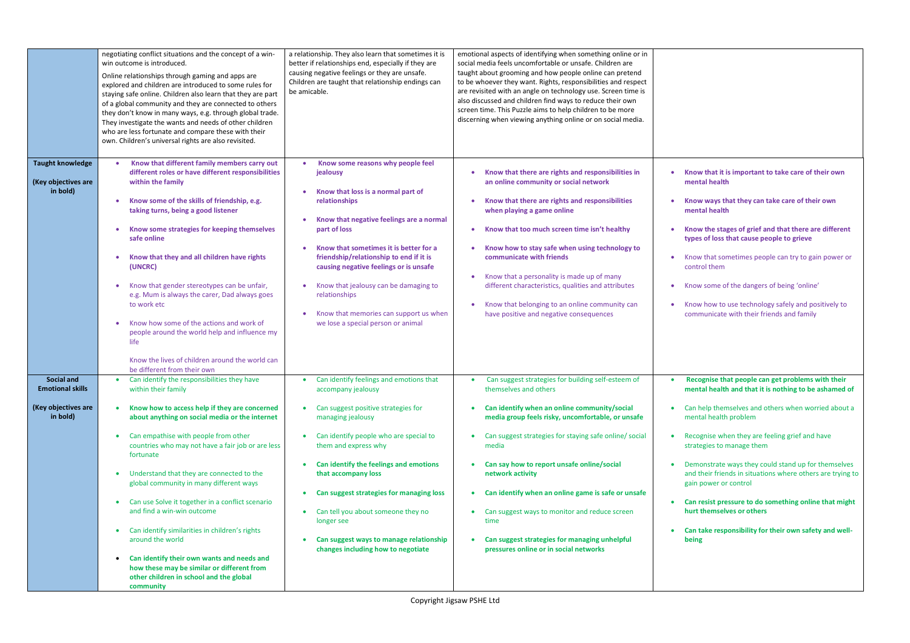| | | | | |
|---|---|---|---|---|
| | negotiating conflict situations and the concept of a win-win outcome is introduced.<br><br>Online relationships through gaming and apps are explored and children are introduced to some rules for staying safe online. Children also learn that they are part of a global community and they are connected to others they don't know in many ways, e.g. through global trade. They investigate the wants and needs of other children who are less fortunate and compare these with their own. Children's universal rights are also revisited. | a relationship. They also learn that sometimes it is better if relationships end, especially if they are causing negative feelings or they are unsafe. Children are taught that relationship endings can be amicable. | emotional aspects of identifying when something online or in social media feels uncomfortable or unsafe. Children are taught about grooming and how people online can pretend to be whoever they want. Rights, responsibilities and respect are revisited with an angle on technology use. Screen time is also discussed and children find ways to reduce their own screen time. This Puzzle aims to help children to be more discerning when viewing anything online or on social media. | |
| **Taught knowledge**<br><br>**(Key objectives are in bold)** | • **Know that different family members carry out different roles or have different responsibilities within the family**<br><br>• **Know some of the skills of friendship, e.g. taking turns, being a good listener**<br><br>• **Know some strategies for keeping themselves safe online**<br><br>• **Know that they and all children have rights (UNCRC)**<br><br>• Know that gender stereotypes can be unfair, e.g. Mum is always the carer, Dad always goes to work etc<br><br>• Know how some of the actions and work of people around the world help and influence my life<br><br>Know the lives of children around the world can be different from their own | • **Know some reasons why people feel jealousy**<br><br>• **Know that loss is a normal part of relationships**<br><br>• **Know that negative feelings are a normal part of loss**<br><br>• **Know that sometimes it is better for a friendship/relationship to end if it is causing negative feelings or is unsafe**<br><br>• Know that jealousy can be damaging to relationships<br><br>• Know that memories can support us when we lose a special person or animal | • **Know that there are rights and responsibilities in an online community or social network**<br><br>• **Know that there are rights and responsibilities when playing a game online**<br><br>• **Know that too much screen time isn't healthy**<br><br>• **Know how to stay safe when using technology to communicate with friends**<br><br>• Know that a personality is made up of many different characteristics, qualities and attributes<br><br>• Know that belonging to an online community can have positive and negative consequences | • **Know that it is important to take care of their own mental health**<br><br>• **Know ways that they can take care of their own mental health**<br><br>• **Know the stages of grief and that there are different types of loss that cause people to grieve**<br><br>• Know that sometimes people can try to gain power or control them<br><br>• Know some of the dangers of being 'online'<br><br>• Know how to use technology safely and positively to communicate with their friends and family |
| **Social and Emotional skills**<br><br>**(Key objectives are in bold)** | • Can identify the responsibilities they have within their family<br><br>• **Know how to access help if they are concerned about anything on social media or the internet**<br><br>• Can empathise with people from other countries who may not have a fair job or are less fortunate<br><br>• Understand that they are connected to the global community in many different ways<br><br>• Can use Solve it together in a conflict scenario and find a win-win outcome<br><br>• Can identify similarities in children's rights around the world<br><br>• **Can identify their own wants and needs and how these may be similar or different from other children in school and the global community** | • Can identify feelings and emotions that accompany jealousy<br><br>• Can suggest positive strategies for managing jealousy<br><br>• Can identify people who are special to them and express why<br><br>• **Can identify the feelings and emotions that accompany loss**<br><br>• **Can suggest strategies for managing loss**<br><br>• Can tell you about someone they no longer see<br><br>• **Can suggest ways to manage relationship changes including how to negotiate** | • Can suggest strategies for building self-esteem of themselves and others<br><br>• **Can identify when an online community/social media group feels risky, uncomfortable, or unsafe**<br><br>• Can suggest strategies for staying safe online/ social media<br><br>• **Can say how to report unsafe online/social network activity**<br><br>• **Can identify when an online game is safe or unsafe**<br><br>• Can suggest ways to monitor and reduce screen time<br><br>• **Can suggest strategies for managing unhelpful pressures online or in social networks** | • **Recognise that people can get problems with their mental health and that it is nothing to be ashamed of**<br><br>• Can help themselves and others when worried about a mental health problem<br><br>• Recognise when they are feeling grief and have strategies to manage them<br><br>• Demonstrate ways they could stand up for themselves and their friends in situations where others are trying to gain power or control<br><br>• **Can resist pressure to do something online that might hurt themselves or others**<br><br>• **Can take responsibility for their own safety and well-being** |

Copyright Jigsaw PSHE Ltd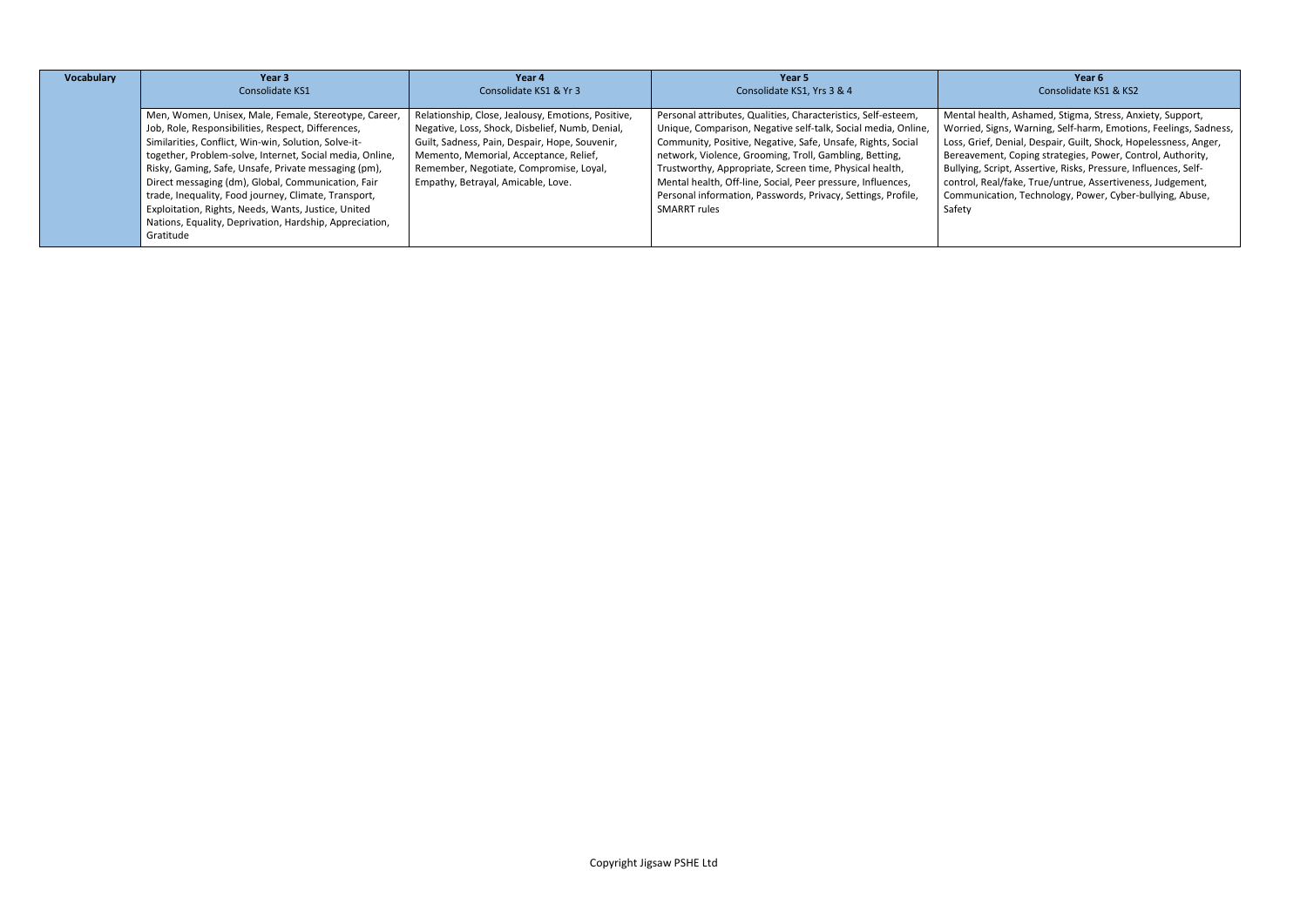| Vocabulary | Year 3<br>Consolidate KS1 | Year 4<br>Consolidate KS1 & Yr 3 | Year 5<br>Consolidate KS1, Yrs 3 & 4 | Year 6<br>Consolidate KS1 & KS2 |
|---|---|---|---|---|
| | Men, Women, Unisex, Male, Female, Stereotype, Career, Job, Role, Responsibilities, Respect, Differences, Similarities, Conflict, Win-win, Solution, Solve-it-together, Problem-solve, Internet, Social media, Online, Risky, Gaming, Safe, Unsafe, Private messaging (pm), Direct messaging (dm), Global, Communication, Fair trade, Inequality, Food journey, Climate, Transport, Exploitation, Rights, Needs, Wants, Justice, United Nations, Equality, Deprivation, Hardship, Appreciation, Gratitude | Relationship, Close, Jealousy, Emotions, Positive, Negative, Loss, Shock, Disbelief, Numb, Denial, Guilt, Sadness, Pain, Despair, Hope, Souvenir, Memento, Memorial, Acceptance, Relief, Remember, Negotiate, Compromise, Loyal, Empathy, Betrayal, Amicable, Love. | Personal attributes, Qualities, Characteristics, Self-esteem, Unique, Comparison, Negative self-talk, Social media, Online, Community, Positive, Negative, Safe, Unsafe, Rights, Social network, Violence, Grooming, Troll, Gambling, Betting, Trustworthy, Appropriate, Screen time, Physical health, Mental health, Off-line, Social, Peer pressure, Influences, Personal information, Passwords, Privacy, Settings, Profile, SMARRT rules | Mental health, Ashamed, Stigma, Stress, Anxiety, Support, Worried, Signs, Warning, Self-harm, Emotions, Feelings, Sadness, Loss, Grief, Denial, Despair, Guilt, Shock, Hopelessness, Anger, Bereavement, Coping strategies, Power, Control, Authority, Bullying, Script, Assertive, Risks, Pressure, Influences, Self-control, Real/fake, True/untrue, Assertiveness, Judgement, Communication, Technology, Power, Cyber-bullying, Abuse, Safety |

Copyright Jigsaw PSHE Ltd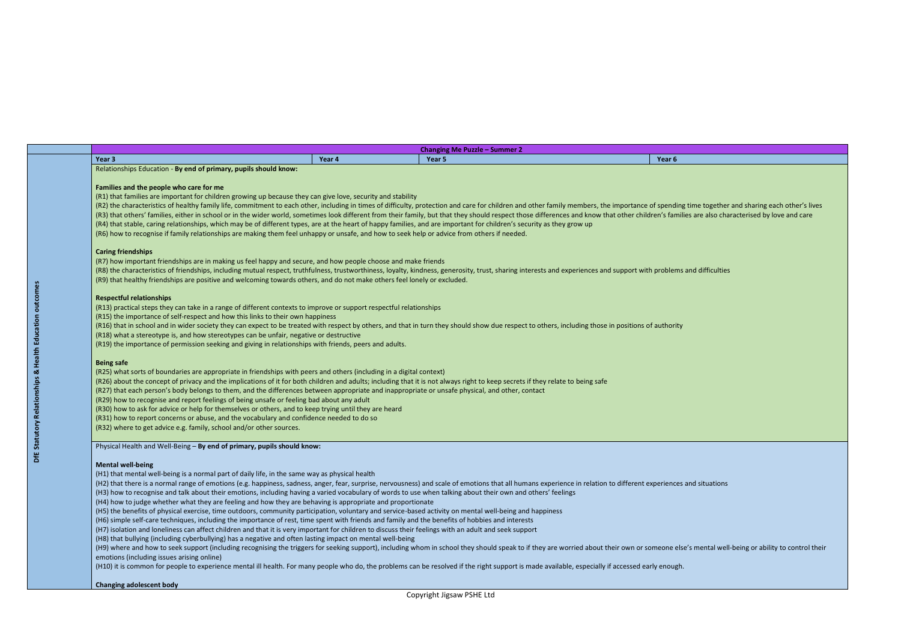| | Changing Me Puzzle – Summer 2 | | | |
|---|---|---|---|---|
| | Year 3 | Year 4 | Year 5 | Year 6 |
| DfE Statutory Relationships & Health Education outcomes | Relationships Education - **By end of primary, pupils should know:**<br><br>**Families and the people who care for me**<br>(R1) that families are important for children growing up because they can give love, security and stability<br>(R2) the characteristics of healthy family life, commitment to each other, including in times of difficulty, protection and care for children and other family members, the importance of spending time together and sharing each other's lives<br>(R3) that others' families, either in school or in the wider world, sometimes look different from their family, but that they should respect those differences and know that other children's families are also characterised by love and care<br>(R4) that stable, caring relationships, which may be of different types, are at the heart of happy families, and are important for children's security as they grow up<br>(R6) how to recognise if family relationships are making them feel unhappy or unsafe, and how to seek help or advice from others if needed.<br><br>**Caring friendships**<br>(R7) how important friendships are in making us feel happy and secure, and how people choose and make friends<br>(R8) the characteristics of friendships, including mutual respect, truthfulness, trustworthiness, loyalty, kindness, generosity, trust, sharing interests and experiences and support with problems and difficulties<br>(R9) that healthy friendships are positive and welcoming towards others, and do not make others feel lonely or excluded.<br><br>**Respectful relationships**<br>(R13) practical steps they can take in a range of different contexts to improve or support respectful relationships<br>(R15) the importance of self-respect and how this links to their own happiness<br>(R16) that in school and in wider society they can expect to be treated with respect by others, and that in turn they should show due respect to others, including those in positions of authority<br>(R18) what a stereotype is, and how stereotypes can be unfair, negative or destructive<br>(R19) the importance of permission seeking and giving in relationships with friends, peers and adults.<br><br>**Being safe**<br>(R25) what sorts of boundaries are appropriate in friendships with peers and others (including in a digital context)<br>(R26) about the concept of privacy and the implications of it for both children and adults; including that it is not always right to keep secrets if they relate to being safe<br>(R27) that each person's body belongs to them, and the differences between appropriate and inappropriate or unsafe physical, and other, contact<br>(R29) how to recognise and report feelings of being unsafe or feeling bad about any adult<br>(R30) how to ask for advice or help for themselves or others, and to keep trying until they are heard<br>(R31) how to report concerns or abuse, and the vocabulary and confidence needed to do so<br>(R32) where to get advice e.g. family, school and/or other sources. | | | |
| | Physical Health and Well-Being – **By end of primary, pupils should know:**<br><br>**Mental well-being**<br>(H1) that mental well-being is a normal part of daily life, in the same way as physical health<br>(H2) that there is a normal range of emotions (e.g. happiness, sadness, anger, fear, surprise, nervousness) and scale of emotions that all humans experience in relation to different experiences and situations<br>(H3) how to recognise and talk about their emotions, including having a varied vocabulary of words to use when talking about their own and others' feelings<br>(H4) how to judge whether what they are feeling and how they are behaving is appropriate and proportionate<br>(H5) the benefits of physical exercise, time outdoors, community participation, voluntary and service-based activity on mental well-being and happiness<br>(H6) simple self-care techniques, including the importance of rest, time spent with friends and family and the benefits of hobbies and interests<br>(H7) isolation and loneliness can affect children and that it is very important for children to discuss their feelings with an adult and seek support<br>(H8) that bullying (including cyberbullying) has a negative and often lasting impact on mental well-being<br>(H9) where and how to seek support (including recognising the triggers for seeking support), including whom in school they should speak to if they are worried about their own or someone else's mental well-being or ability to control their emotions (including issues arising online)<br>(H10) it is common for people to experience mental ill health. For many people who do, the problems can be resolved if the right support is made available, especially if accessed early enough.<br><br>**Changing adolescent body** | | | |

Copyright Jigsaw PSHE Ltd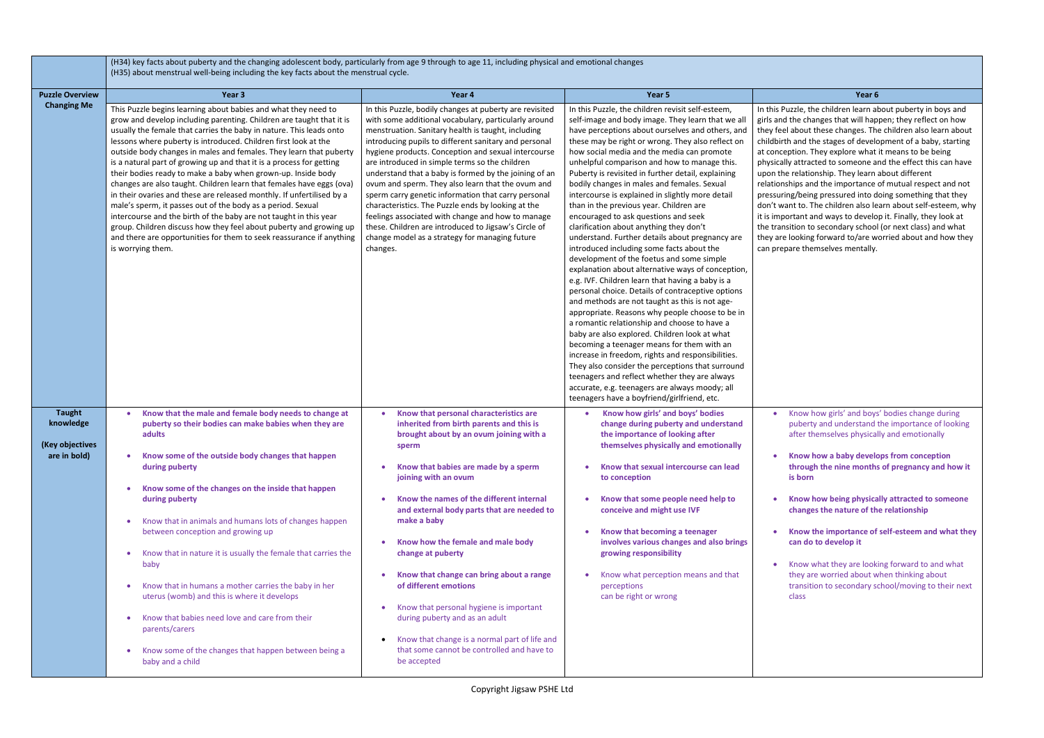| | (H34) key facts about puberty and the changing adolescent body, particularly from age 9 through to age 11, including physical and emotional changes<br>(H35) about menstrual well-being including the key facts about the menstrual cycle. | | | |
|---|---|---|---|---|
| **Puzzle Overview Changing Me** | **Year 3** | **Year 4** | **Year 5** | **Year 6** |
| | This Puzzle begins learning about babies and what they need to grow and develop including parenting. Children are taught that it is usually the female that carries the baby in nature. This leads onto lessons where puberty is introduced. Children first look at the outside body changes in males and females. They learn that puberty is a natural part of growing up and that it is a process for getting their bodies ready to make a baby when grown-up. Inside body changes are also taught. Children learn that females have eggs (ova) in their ovaries and these are released monthly. If unfertilised by a male's sperm, it passes out of the body as a period. Sexual intercourse and the birth of the baby are not taught in this year group. Children discuss how they feel about puberty and growing up and there are opportunities for them to seek reassurance if anything is worrying them. | In this Puzzle, bodily changes at puberty are revisited with some additional vocabulary, particularly around menstruation. Sanitary health is taught, including introducing pupils to different sanitary and personal hygiene products. Conception and sexual intercourse are introduced in simple terms so the children understand that a baby is formed by the joining of an ovum and sperm. They also learn that the ovum and sperm carry genetic information that carry personal characteristics. The Puzzle ends by looking at the feelings associated with change and how to manage these. Children are introduced to Jigsaw's Circle of change model as a strategy for managing future changes. | In this Puzzle, the children revisit self-esteem, self-image and body image. They learn that we all have perceptions about ourselves and others, and these may be right or wrong. They also reflect on how social media and the media can promote unhelpful comparison and how to manage this. Puberty is revisited in further detail, explaining bodily changes in males and females. Sexual intercourse is explained in slightly more detail than in the previous year. Children are encouraged to ask questions and seek clarification about anything they don't understand. Further details about pregnancy are introduced including some facts about the development of the foetus and some simple explanation about alternative ways of conception, e.g. IVF. Children learn that having a baby is a personal choice. Details of contraceptive options and methods are not taught as this is not age-appropriate. Reasons why people choose to be in a romantic relationship and choose to have a baby are also explored. Children look at what becoming a teenager means for them with an increase in freedom, rights and responsibilities. They also consider the perceptions that surround teenagers and reflect whether they are always accurate, e.g. teenagers are always moody; all teenagers have a boyfriend/girlfriend, etc. | In this Puzzle, the children learn about puberty in boys and girls and the changes that will happen; they reflect on how they feel about these changes. The children also learn about childbirth and the stages of development of a baby, starting at conception. They explore what it means to be being physically attracted to someone and the effect this can have upon the relationship. They learn about different relationships and the importance of mutual respect and not pressuring/being pressured into doing something that they don't want to. The children also learn about self-esteem, why it is important and ways to develop it. Finally, they look at the transition to secondary school (or next class) and what they are looking forward to/are worried about and how they can prepare themselves mentally. |
| **Taught knowledge**<br><br>**(Key objectives are in bold)** | • **Know that the male and female body needs to change at puberty so their bodies can make babies when they are adults**<br>• **Know some of the outside body changes that happen during puberty**<br>• **Know some of the changes on the inside that happen during puberty**<br>• Know that in animals and humans lots of changes happen between conception and growing up<br>• Know that in nature it is usually the female that carries the baby<br>• Know that in humans a mother carries the baby in her uterus (womb) and this is where it develops<br>• Know that babies need love and care from their parents/carers<br>• Know some of the changes that happen between being a baby and a child | • **Know that personal characteristics are inherited from birth parents and this is brought about by an ovum joining with a sperm**<br>• **Know that babies are made by a sperm joining with an ovum**<br>• **Know the names of the different internal and external body parts that are needed to make a baby**<br>• **Know how the female and male body change at puberty**<br>• **Know that change can bring about a range of different emotions**<br>• Know that personal hygiene is important during puberty and as an adult<br>• Know that change is a normal part of life and that some cannot be controlled and have to be accepted | • **Know how girls' and boys' bodies change during puberty and understand the importance of looking after themselves physically and emotionally**<br>• **Know that sexual intercourse can lead to conception**<br>• **Know that some people need help to conceive and might use IVF**<br>• **Know that becoming a teenager involves various changes and also brings growing responsibility**<br>• Know what perception means and that perceptions can be right or wrong | • Know how girls' and boys' bodies change during puberty and understand the importance of looking after themselves physically and emotionally<br>• **Know how a baby develops from conception through the nine months of pregnancy and how it is born**<br>• **Know how being physically attracted to someone changes the nature of the relationship**<br>• **Know the importance of self-esteem and what they can do to develop it**<br>• Know what they are looking forward to and what they are worried about when thinking about transition to secondary school/moving to their next class |

Copyright Jigsaw PSHE Ltd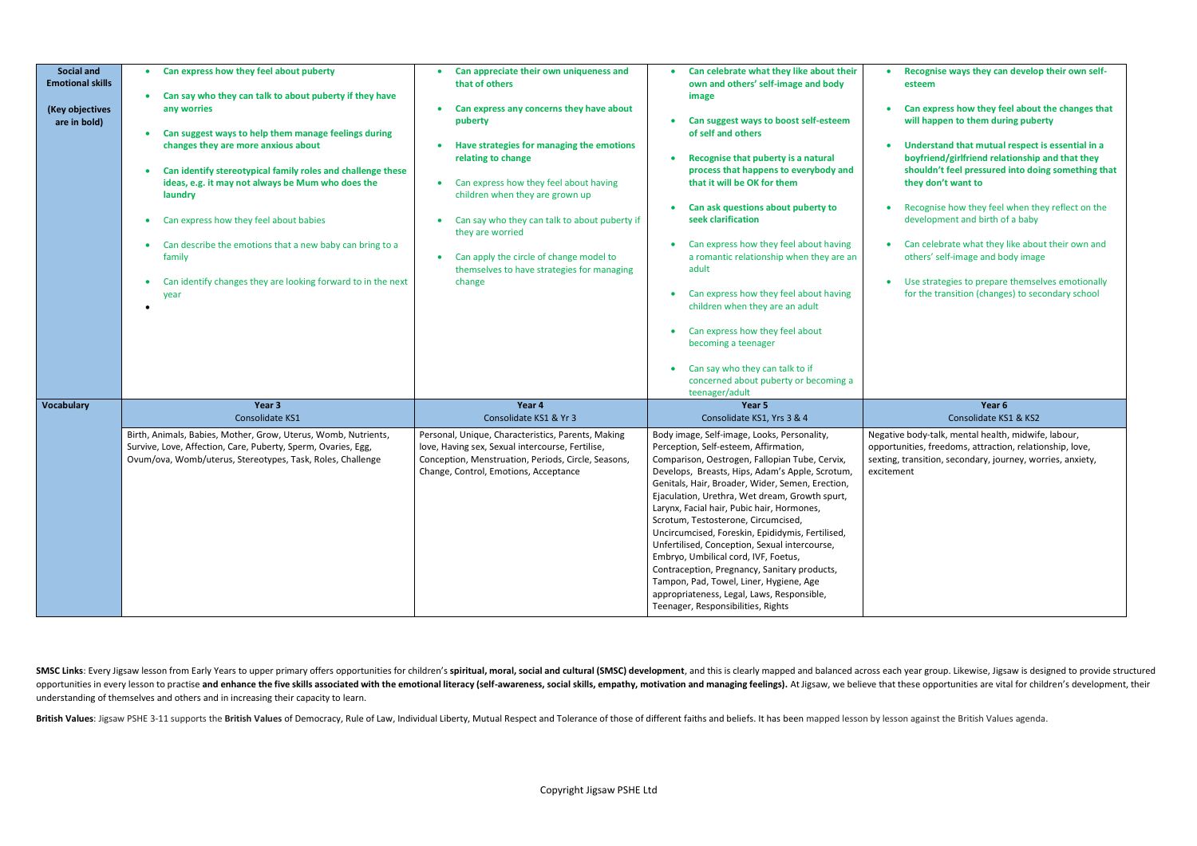| | | | | |
|---|---|---|---|---|
| **Social and Emotional skills**<br><br>**(Key objectives are in bold)** | • **Can express how they feel about puberty**<br>• **Can say who they can talk to about puberty if they have any worries**<br>• **Can suggest ways to help them manage feelings during changes they are more anxious about**<br>• **Can identify stereotypical family roles and challenge these ideas, e.g. it may not always be Mum who does the laundry**<br>• Can express how they feel about babies<br>• Can describe the emotions that a new baby can bring to a family<br>• Can identify changes they are looking forward to in the next year<br>• | • **Can appreciate their own uniqueness and that of others**<br>• **Can express any concerns they have about puberty**<br>• **Have strategies for managing the emotions relating to change**<br>• Can express how they feel about having children when they are grown up<br>• Can say who they can talk to about puberty if they are worried<br>• Can apply the circle of change model to themselves to have strategies for managing change | • **Can celebrate what they like about their own and others' self-image and body image**<br>• **Can suggest ways to boost self-esteem of self and others**<br>• **Recognise that puberty is a natural process that happens to everybody and that it will be OK for them**<br>• **Can ask questions about puberty to seek clarification**<br>• Can express how they feel about having a romantic relationship when they are an adult<br>• Can express how they feel about having children when they are an adult<br>• Can express how they feel about becoming a teenager<br>• Can say who they can talk to if concerned about puberty or becoming a teenager/adult | • **Recognise ways they can develop their own self-esteem**<br>• **Can express how they feel about the changes that will happen to them during puberty**<br>• **Understand that mutual respect is essential in a boyfriend/girlfriend relationship and that they shouldn't feel pressured into doing something that they don't want to**<br>• Recognise how they feel when they reflect on the development and birth of a baby<br>• Can celebrate what they like about their own and others' self-image and body image<br>• Use strategies to prepare themselves emotionally for the transition (changes) to secondary school |
| **Vocabulary** | **Year 3**<br>Consolidate KS1 | **Year 4**<br>Consolidate KS1 & Yr 3 | **Year 5**<br>Consolidate KS1, Yrs 3 & 4 | **Year 6**<br>Consolidate KS1 & KS2 |
| | Birth, Animals, Babies, Mother, Grow, Uterus, Womb, Nutrients, Survive, Love, Affection, Care, Puberty, Sperm, Ovaries, Egg, Ovum/ova, Womb/uterus, Stereotypes, Task, Roles, Challenge | Personal, Unique, Characteristics, Parents, Making love, Having sex, Sexual intercourse, Fertilise, Conception, Menstruation, Periods, Circle, Seasons, Change, Control, Emotions, Acceptance | Body image, Self-image, Looks, Personality, Perception, Self-esteem, Affirmation, Comparison, Oestrogen, Fallopian Tube, Cervix, Develops, Breasts, Hips, Adam's Apple, Scrotum, Genitals, Hair, Broader, Wider, Semen, Erection, Ejaculation, Urethra, Wet dream, Growth spurt, Larynx, Facial hair, Pubic hair, Hormones, Scrotum, Testosterone, Circumcised, Uncircumcised, Foreskin, Epididymis, Fertilised, Unfertilised, Conception, Sexual intercourse, Embryo, Umbilical cord, IVF, Foetus, Contraception, Pregnancy, Sanitary products, Tampon, Pad, Towel, Liner, Hygiene, Age appropriateness, Legal, Laws, Responsible, Teenager, Responsibilities, Rights | Negative body-talk, mental health, midwife, labour, opportunities, freedoms, attraction, relationship, love, sexting, transition, secondary, journey, worries, anxiety, excitement |

**SMSC Links**: Every Jigsaw lesson from Early Years to upper primary offers opportunities for children's **spiritual, moral, social and cultural (SMSC) development**, and this is clearly mapped and balanced across each year group. Likewise, Jigsaw is designed to provide structured opportunities in every lesson to practise **and enhance the five skills associated with the emotional literacy (self-awareness, social skills, empathy, motivation and managing feelings). At Jigsaw, we believe that these opportunities are vital for children's development, their** understanding of themselves and others and in increasing their capacity to learn.

**British Values**: Jigsaw PSHE 3-11 supports the **British Values** of Democracy, Rule of Law, Individual Liberty, Mutual Respect and Tolerance of those of different faiths and beliefs. It has been mapped lesson by lesson against the British Values agenda.

Copyright Jigsaw PSHE Ltd